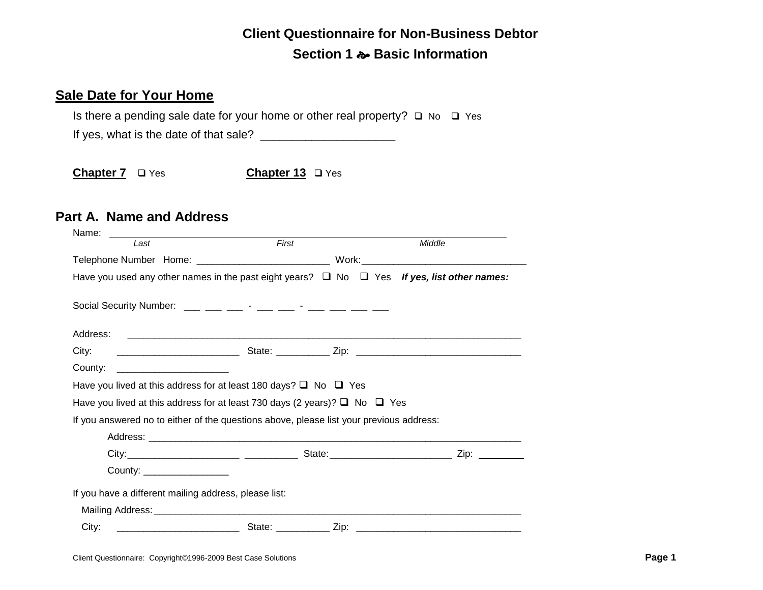# Client Questionnaire for Non-Business Debtor

## Section 1 ❧ Basic Information

### Sale Date for Your Home

Is there a pending sale date for your home or other real property? ❑ No ❑ Yes

If yes, what is the date of that sale? ____________________

**Chapter 7** ❑ Yes **Chapter 13** ❑ Yes

### Part A. Name and Address

Name: ______________________________________________________________
*Last* *First* *Middle*

Telephone Number Home: ________________________ Work:_____________________________

Have you used any other names in the past eight years? ❑ No ❑ Yes ***If yes, list other names:***

Social Security Number: ___ ___ ___ - ___ ___ - ___ ___ ___ ___

Address: ______________________________________________________________________

City: ______________________ State: __________ Zip: _____________________________

County: ____________________

Have you lived at this address for at least 180 days? ❑ No ❑ Yes

Have you lived at this address for at least 730 days (2 years)? ❑ No ❑ Yes

If you answered no to either of the questions above, please list your previous address:

Address: ___________________________________________________________________

City:____________________ __________ State:______________________ Zip: ________

County: ________________

If you have a different mailing address, please list:

Mailing Address:____________________________________________________________________

City: ______________________ State: __________ Zip: _____________________________

Client Questionnaire: Copyright©1996-2009 Best Case Solutions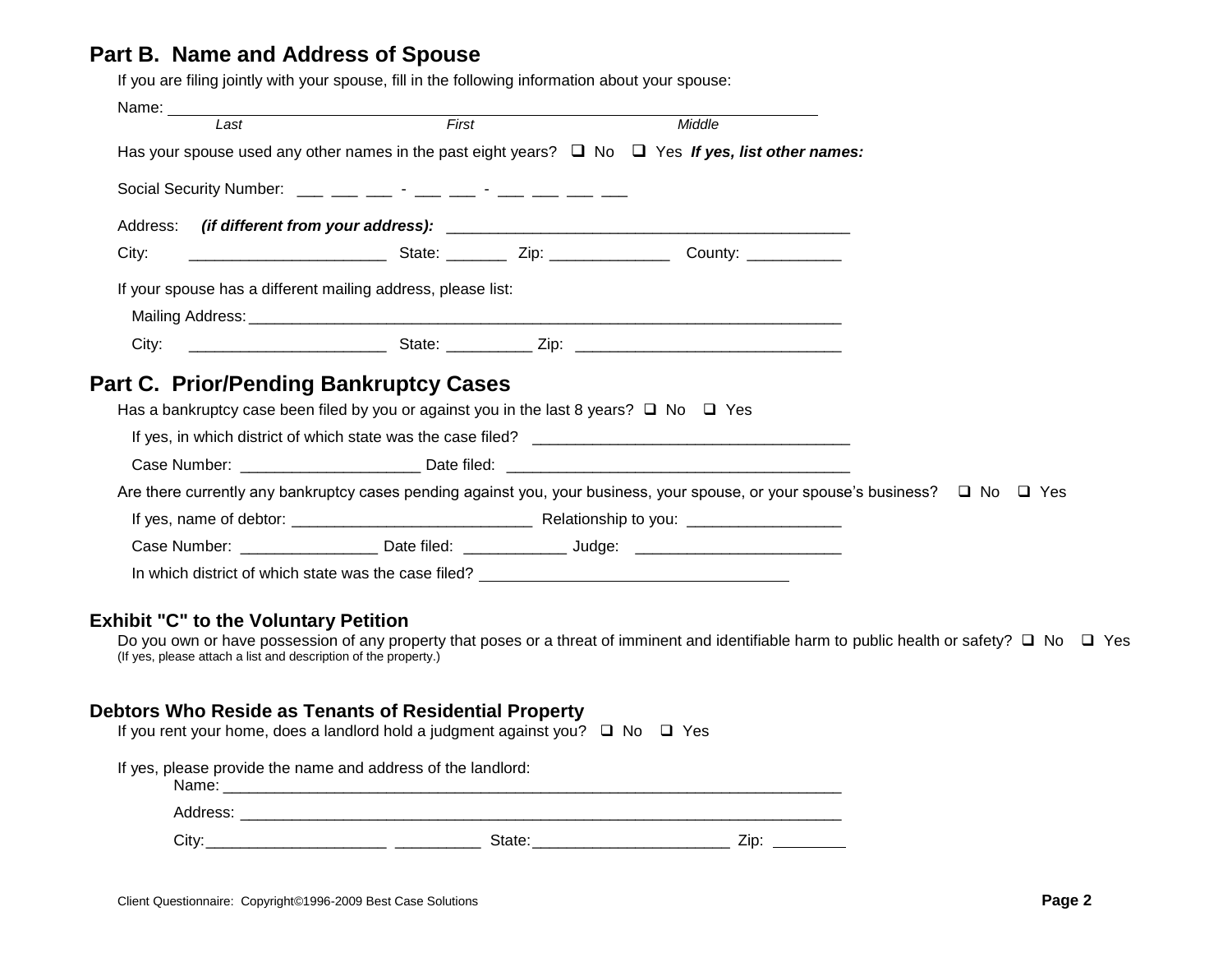## Part B. Name and Address of Spouse

If you are filing jointly with your spouse, fill in the following information about your spouse:

Name: ______________________________________________

*Last* *First* *Middle*

Has your spouse used any other names in the past eight years? ❑ No ❑ Yes ***If yes, list other names:***

Social Security Number: ___ ___ ___ - ___ ___ - ___ ___ ___ ___

Address: ***(if different from your address):*** ______________________________________________

City: ______________________ State: _______ Zip: _____________ County: __________

If your spouse has a different mailing address, please list:

Mailing Address: ______________________________________________________________________

City: ______________________ State: _________ Zip: _____________________________

## Part C. Prior/Pending Bankruptcy Cases

Has a bankruptcy case been filed by you or against you in the last 8 years? ❑ No ❑ Yes

If yes, in which district of which state was the case filed? ____________________________________

Case Number: ___________________ Date filed: _______________________________________

Are there currently any bankruptcy cases pending against you, your business, your spouse, or your spouse's business? ❑ No ❑ Yes

If yes, name of debtor: ___________________________ Relationship to you: _________________

Case Number: _______________ Date filed: ___________ Judge: _______________________

In which district of which state was the case filed? ____________________________________

### Exhibit "C" to the Voluntary Petition

Do you own or have possession of any property that poses or a threat of imminent and identifiable harm to public health or safety? ❑ No ❑ Yes
(If yes, please attach a list and description of the property.)

### Debtors Who Reside as Tenants of Residential Property

If you rent your home, does a landlord hold a judgment against you? ❑ No ❑ Yes

If yes, please provide the name and address of the landlord:

Name: ______________________________________________________________________

Address: ____________________________________________________________________

City: ____________________ __________ State: ______________________ Zip: ________

Client Questionnaire: Copyright©1996-2009 Best Case Solutions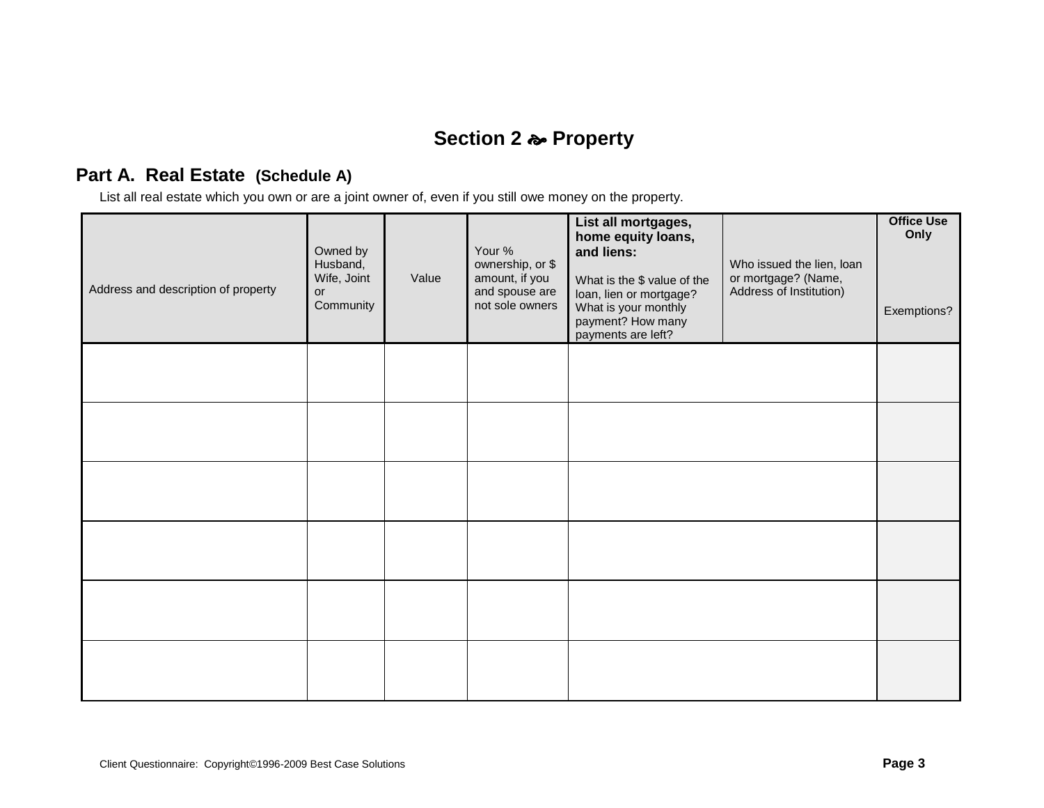## Section 2 ☙ Property

### Part A. Real Estate (Schedule A)

List all real estate which you own or are a joint owner of, even if you still owe money on the property.

| Address and description of property | Owned by Husband, Wife, Joint or Community | Value | Your % ownership, or $ amount, if you and spouse are not sole owners | **List all mortgages, home equity loans, and liens:** What is the $ value of the loan, lien or mortgage? What is your monthly payment? How many payments are left? | Who issued the lien, loan or mortgage? (Name, Address of Institution) | **Office Use Only** Exemptions? |
|---|---|---|---|---|---|---|
| | | | | | | |
| | | | | | | |
| | | | | | | |
| | | | | | | |
| | | | | | | |
| | | | | | | |

Client Questionnaire: Copyright©1996-2009 Best Case Solutions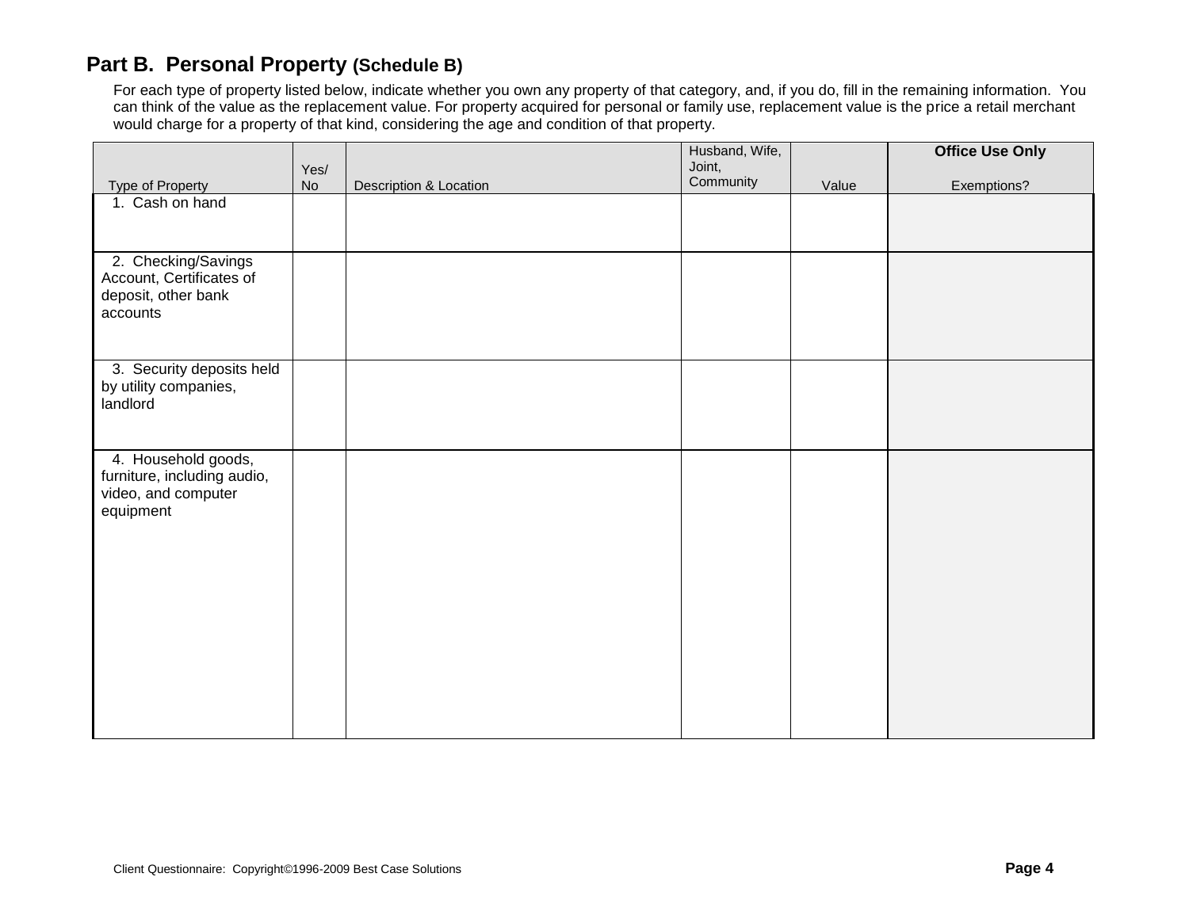## Part B. Personal Property (Schedule B)

For each type of property listed below, indicate whether you own any property of that category, and, if you do, fill in the remaining information. You can think of the value as the replacement value. For property acquired for personal or family use, replacement value is the price a retail merchant would charge for a property of that kind, considering the age and condition of that property.

| Type of Property | Yes/ No | Description & Location | Husband, Wife, Joint, Community | Value | Office Use Only Exemptions? |
|---|---|---|---|---|---|
| 1. Cash on hand | | | | | |
| 2. Checking/Savings Account, Certificates of deposit, other bank accounts | | | | | |
| 3. Security deposits held by utility companies, landlord | | | | | |
| 4. Household goods, furniture, including audio, video, and computer equipment | | | | | |

Client Questionnaire: Copyright©1996-2009 Best Case Solutions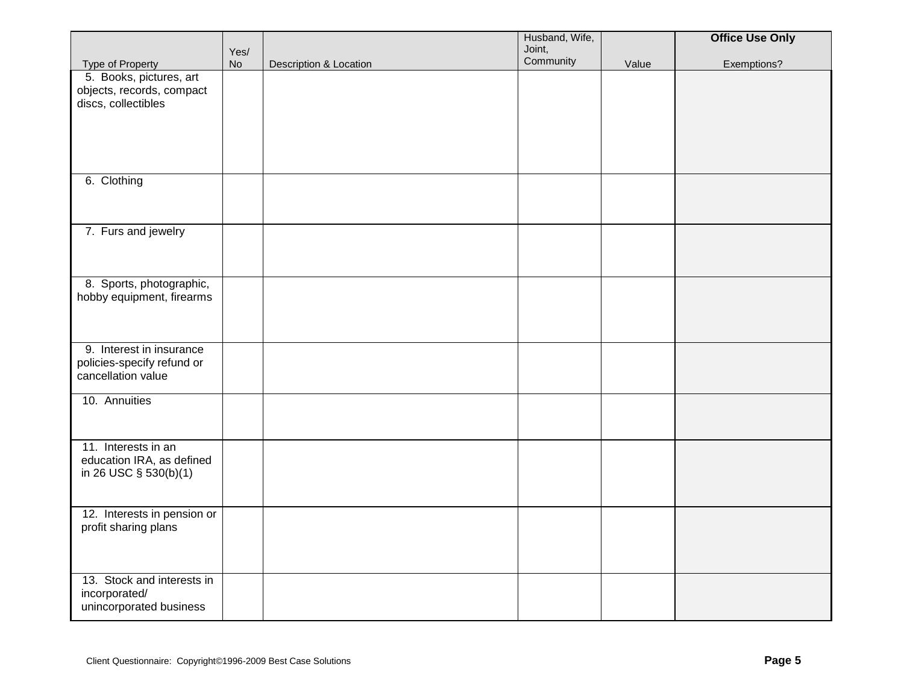| Type of Property | Yes/ No | Description & Location | Husband, Wife, Joint, Community | Value | **Office Use Only** Exemptions? |
| --- | --- | --- | --- | --- | --- |
| 5. Books, pictures, art objects, records, compact discs, collectibles | | | | | |
| 6. Clothing | | | | | |
| 7. Furs and jewelry | | | | | |
| 8. Sports, photographic, hobby equipment, firearms | | | | | |
| 9. Interest in insurance policies-specify refund or cancellation value | | | | | |
| 10. Annuities | | | | | |
| 11. Interests in an education IRA, as defined in 26 USC § 530(b)(1) | | | | | |
| 12. Interests in pension or profit sharing plans | | | | | |
| 13. Stock and interests in incorporated/ unincorporated business | | | | | |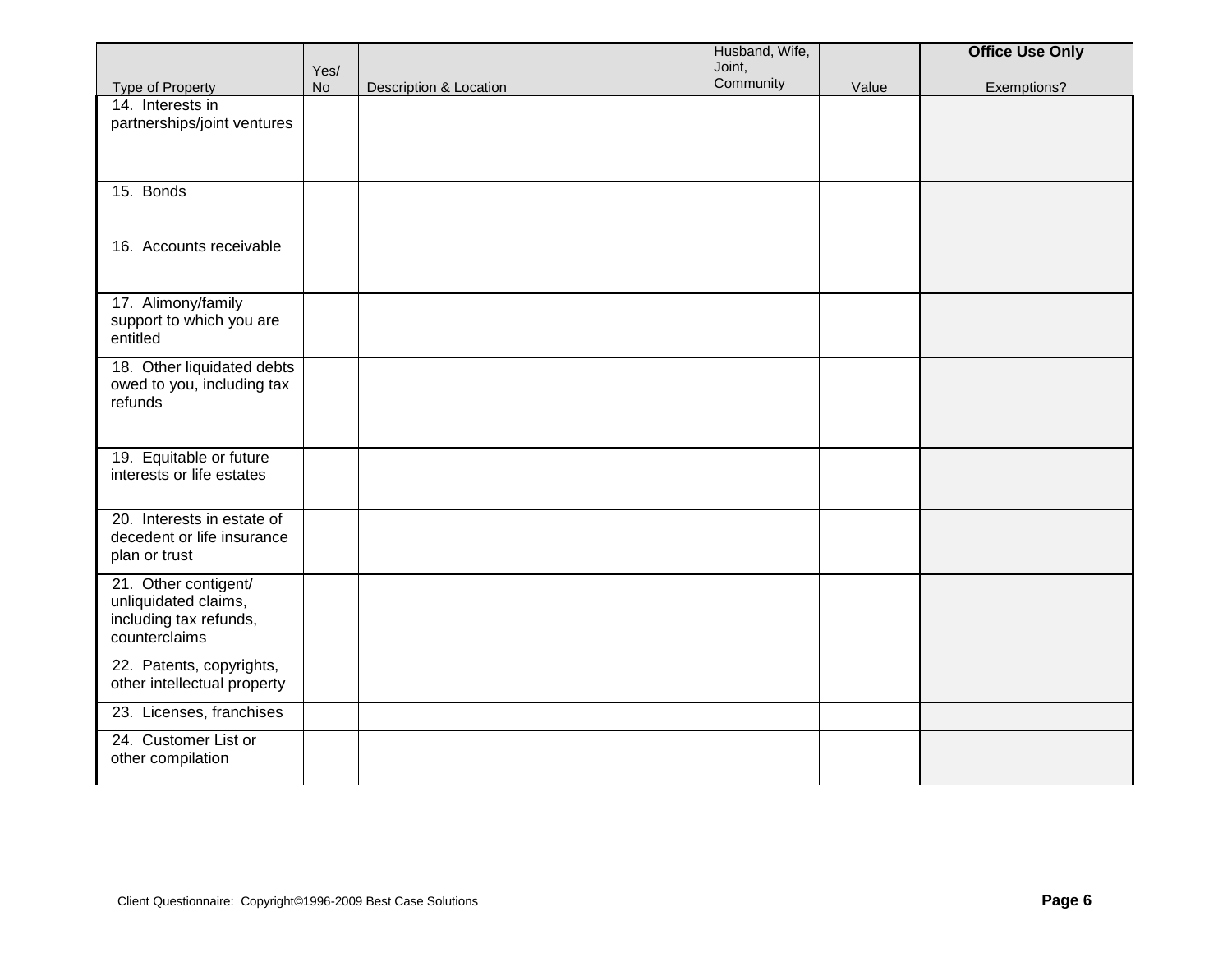| Type of Property | Yes/ No | Description & Location | Husband, Wife, Joint, Community | Value | **Office Use Only** Exemptions? |
|---|---|---|---|---|---|
| 14. Interests in partnerships/joint ventures | | | | | |
| 15. Bonds | | | | | |
| 16. Accounts receivable | | | | | |
| 17. Alimony/family support to which you are entitled | | | | | |
| 18. Other liquidated debts owed to you, including tax refunds | | | | | |
| 19. Equitable or future interests or life estates | | | | | |
| 20. Interests in estate of decedent or life insurance plan or trust | | | | | |
| 21. Other contigent/ unliquidated claims, including tax refunds, counterclaims | | | | | |
| 22. Patents, copyrights, other intellectual property | | | | | |
| 23. Licenses, franchises | | | | | |
| 24. Customer List or other compilation | | | | | |

Client Questionnaire: Copyright©1996-2009 Best Case Solutions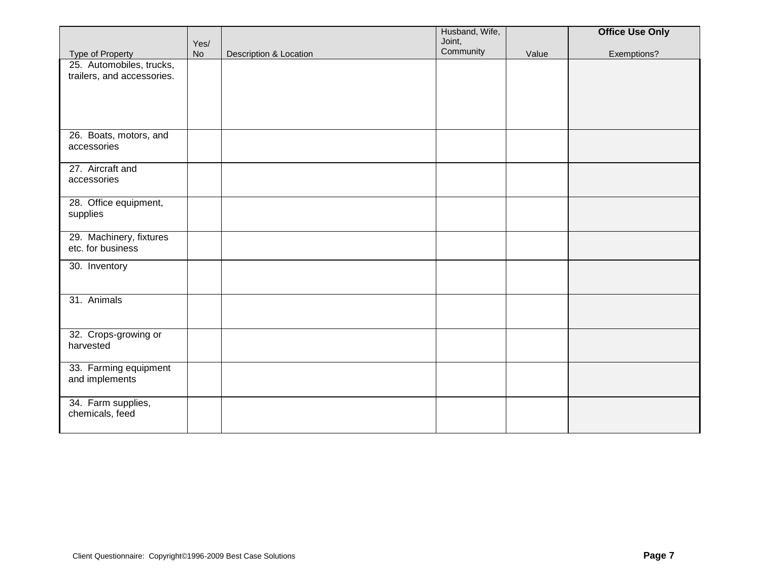| Type of Property | Yes/ No | Description & Location | Husband, Wife, Joint, Community | Value | **Office Use Only** Exemptions? |
|---|---|---|---|---|---|
| 25. Automobiles, trucks, trailers, and accessories. | | | | | |
| 26. Boats, motors, and accessories | | | | | |
| 27. Aircraft and accessories | | | | | |
| 28. Office equipment, supplies | | | | | |
| 29. Machinery, fixtures etc. for business | | | | | |
| 30. Inventory | | | | | |
| 31. Animals | | | | | |
| 32. Crops-growing or harvested | | | | | |
| 33. Farming equipment and implements | | | | | |
| 34. Farm supplies, chemicals, feed | | | | | |

Client Questionnaire: Copyright©1996-2009 Best Case Solutions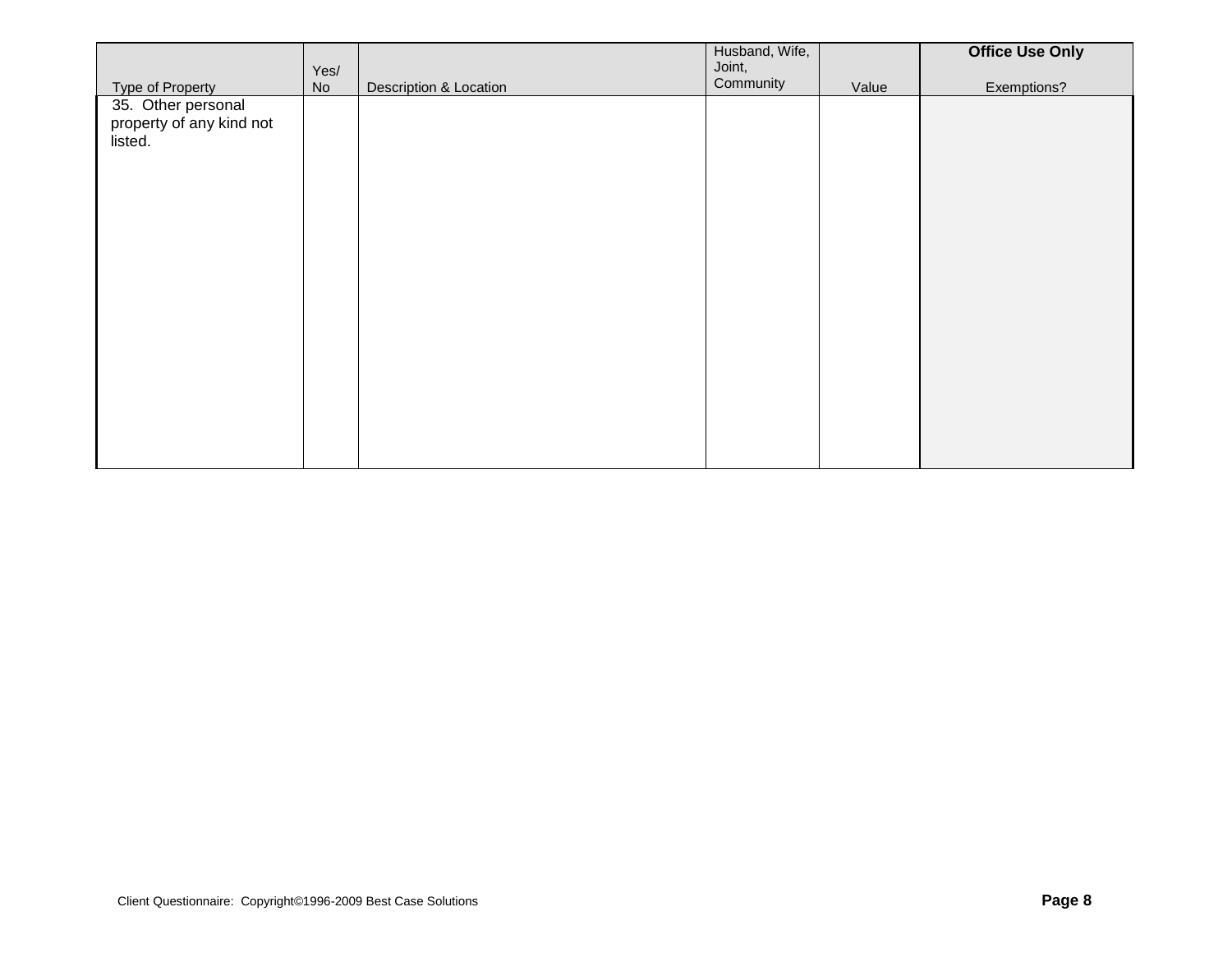| Type of Property | Yes/ No | Description & Location | Husband, Wife, Joint, Community | Value | **Office Use Only** Exemptions? |
|---|---|---|---|---|---|
| 35. Other personal property of any kind not listed. | | | | | |

Client Questionnaire: Copyright©1996-2009 Best Case Solutions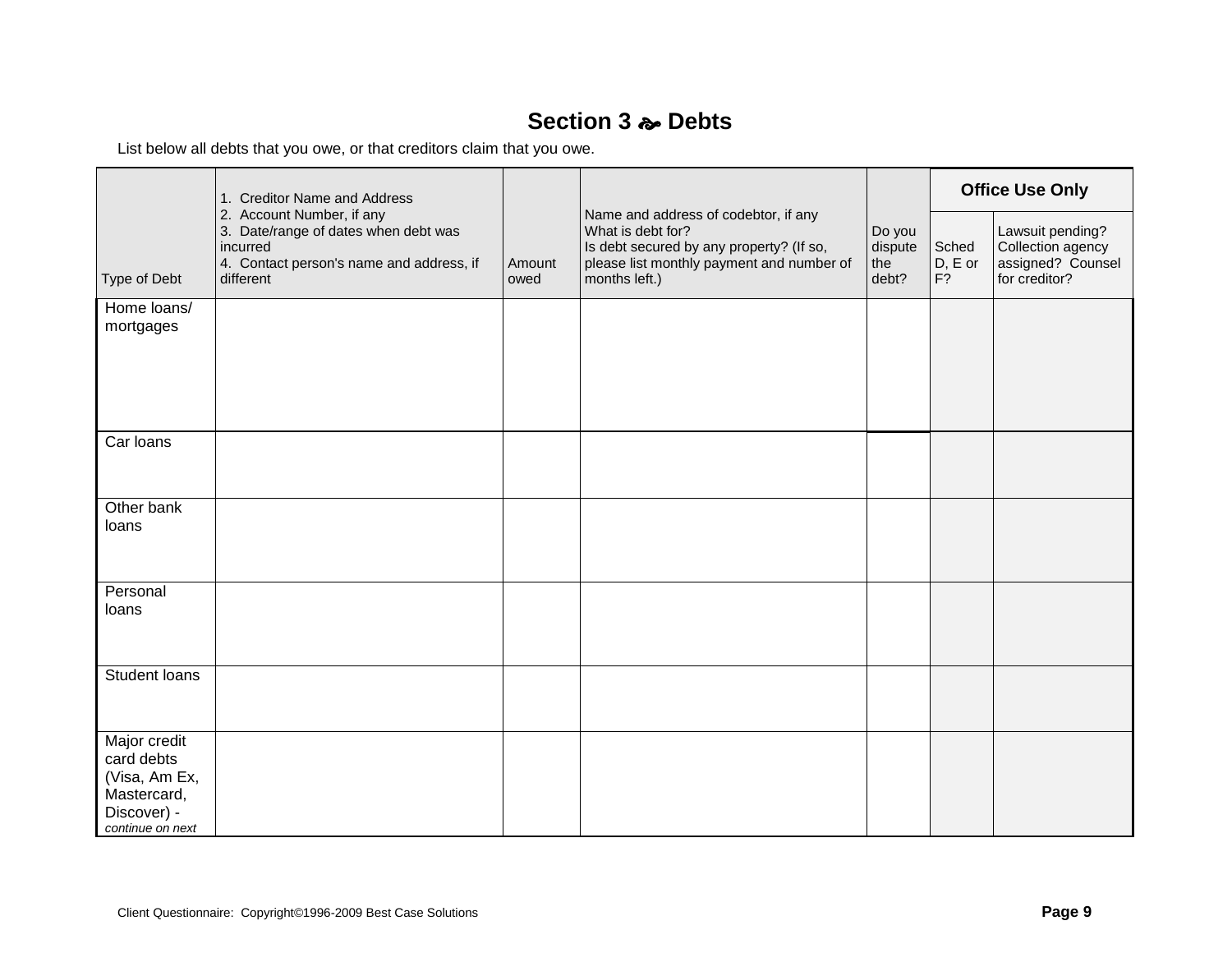# Section 3 ☙ Debts

List below all debts that you owe, or that creditors claim that you owe.

| Type of Debt | 1. Creditor Name and Address<br>2. Account Number, if any<br>3. Date/range of dates when debt was incurred<br>4. Contact person's name and address, if different | Amount owed | Name and address of codebtor, if any<br>What is debt for?<br>Is debt secured by any property? (If so, please list monthly payment and number of months left.) | Do you dispute the debt? | Office Use Only | |
|---|---|---|---|---|---|---|
| | | | | | Sched D, E or F? | Lawsuit pending? Collection agency assigned? Counsel for creditor? |
| Home loans/ mortgages | | | | | | |
| Car loans | | | | | | |
| Other bank loans | | | | | | |
| Personal loans | | | | | | |
| Student loans | | | | | | |
| Major credit card debts (Visa, Am Ex, Mastercard, Discover) - *continue on next* | | | | | | |

Client Questionnaire: Copyright©1996-2009 Best Case Solutions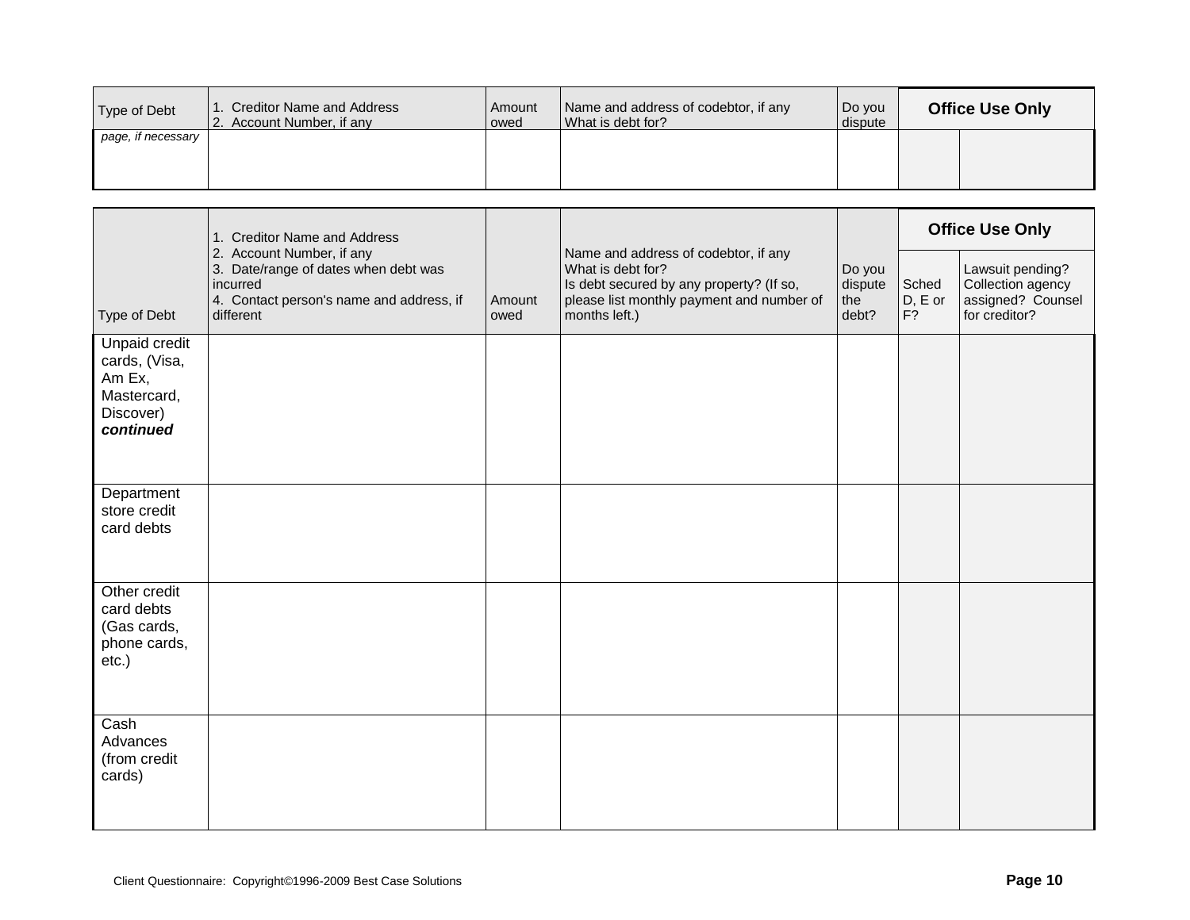| Type of Debt | 1. Creditor Name and Address<br>2. Account Number, if any | Amount owed | Name and address of codebtor, if any<br>What is debt for? | Do you dispute | Office Use Only | |
|---|---|---|---|---|---|---|
| *page, if necessary* | | | | | | |

| Type of Debt | 1. Creditor Name and Address<br>2. Account Number, if any<br>3. Date/range of dates when debt was incurred<br>4. Contact person's name and address, if different | Amount owed | Name and address of codebtor, if any<br>What is debt for?<br>Is debt secured by any property? (If so, please list monthly payment and number of months left.) | Do you dispute the debt? | **Office Use Only** | |
|---|---|---|---|---|---|---|
| | | | | | Sched D, E or F? | Lawsuit pending? Collection agency assigned? Counsel for creditor? |
| Unpaid credit cards, (Visa, Am Ex, Mastercard, Discover) ***continued*** | | | | | | |
| Department store credit card debts | | | | | | |
| Other credit card debts (Gas cards, phone cards, etc.) | | | | | | |
| Cash Advances (from credit cards) | | | | | | |

Client Questionnaire: Copyright©1996-2009 Best Case Solutions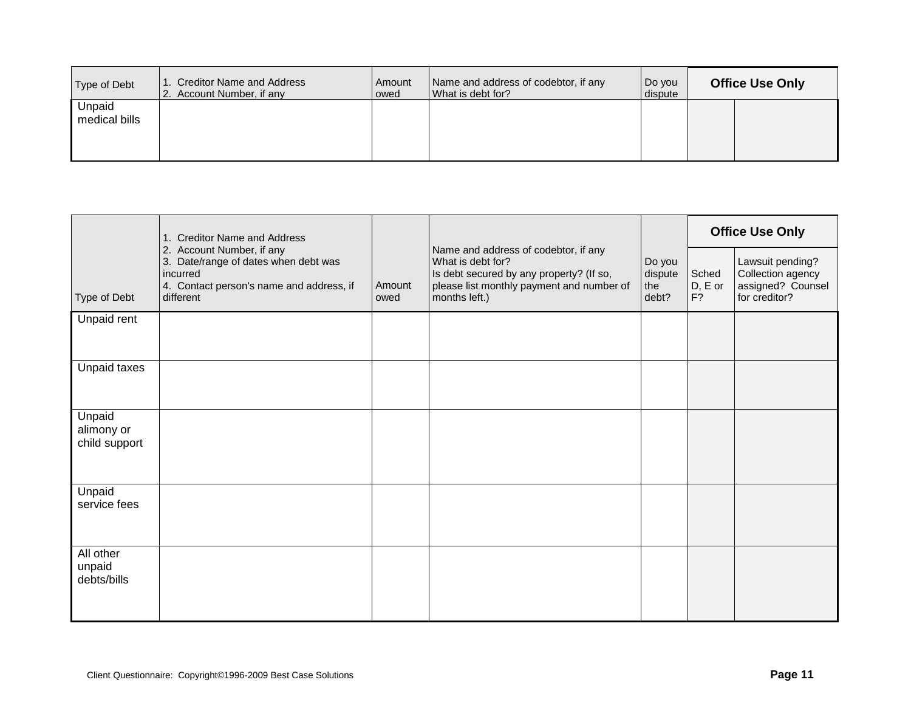| Type of Debt | 1. Creditor Name and Address 2. Account Number, if any | Amount owed | Name and address of codebtor, if any What is debt for? | Do you dispute | Office Use Only | |
|---|---|---|---|---|---|---|
| Unpaid medical bills | | | | | | |

| Type of Debt | 1. Creditor Name and Address 2. Account Number, if any 3. Date/range of dates when debt was incurred 4. Contact person's name and address, if different | Amount owed | Name and address of codebtor, if any What is debt for? Is debt secured by any property? (If so, please list monthly payment and number of months left.) | Do you dispute the debt? | Office Use Only | |
|---|---|---|---|---|---|---|
| | | | | | Sched D, E or F? | Lawsuit pending? Collection agency assigned? Counsel for creditor? |
| Unpaid rent | | | | | | |
| Unpaid taxes | | | | | | |
| Unpaid alimony or child support | | | | | | |
| Unpaid service fees | | | | | | |
| All other unpaid debts/bills | | | | | | |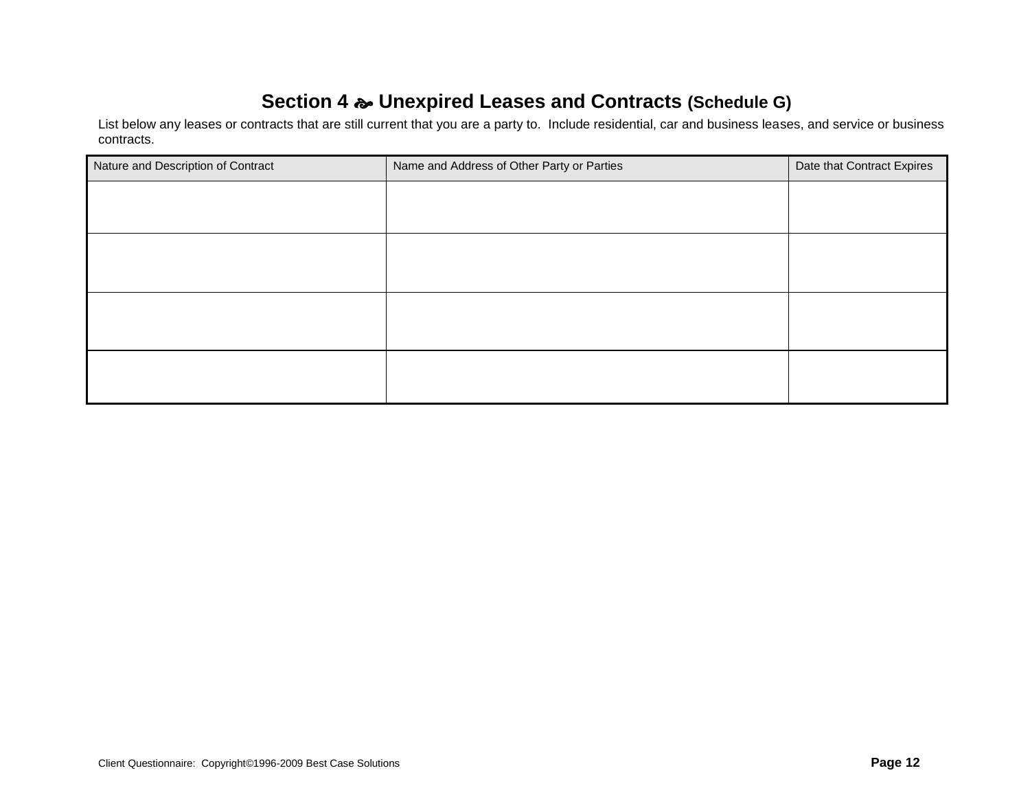## Section 4 ❧ Unexpired Leases and Contracts (Schedule G)

List below any leases or contracts that are still current that you are a party to. Include residential, car and business leases, and service or business contracts.

| Nature and Description of Contract | Name and Address of Other Party or Parties | Date that Contract Expires |
| --- | --- | --- |
| | | |
| | | |
| | | |
| | | |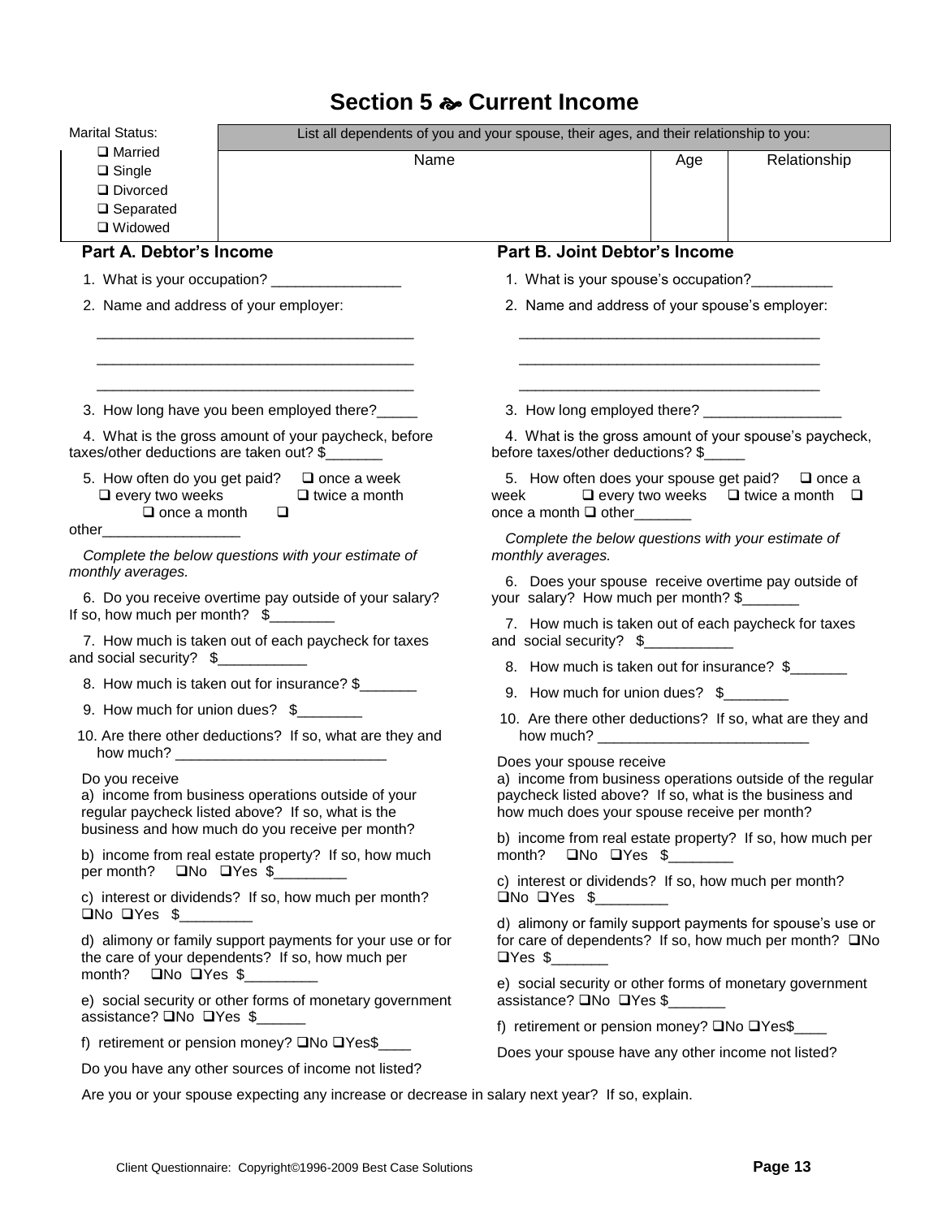## Section 5 ☙ Current Income

| Marital Status: | List all dependents of you and your spouse, their ages, and their relationship to you: | | |
|---|---|---|---|
| ❑ Married<br>❑ Single<br>❑ Divorced<br>❑ Separated<br>❑ Widowed | Name | Age | Relationship |

### Part A. Debtor's Income

1. What is your occupation? ________________

2. Name and address of your employer:

 ________________________________________

 ________________________________________

 ________________________________________

3. How long have you been employed there?_____

4. What is the gross amount of your paycheck, before taxes/other deductions are taken out? $_______

5. How often do you get paid? ❑ once a week ❑ every two weeks ❑ twice a month ❑ once a month ❑ other_________________

*Complete the below questions with your estimate of monthly averages.*

6. Do you receive overtime pay outside of your salary? If so, how much per month? $________

7. How much is taken out of each paycheck for taxes and social security? $___________

8. How much is taken out for insurance? $_______

9. How much for union dues? $________

10. Are there other deductions? If so, what are they and how much? __________________________

Do you receive

a) income from business operations outside of your regular paycheck listed above? If so, what is the business and how much do you receive per month?

b) income from real estate property? If so, how much per month? ❑No ❑Yes $_________

c) interest or dividends? If so, how much per month? ❑No ❑Yes $_________

d) alimony or family support payments for your use or for the care of your dependents? If so, how much per month? ❑No ❑Yes $_________

e) social security or other forms of monetary government assistance? ❑No ❑Yes $______

f) retirement or pension money? ❑No ❑Yes$____

Do you have any other sources of income not listed?

### Part B. Joint Debtor's Income

1. What is your spouse's occupation?__________

2. Name and address of your spouse's employer:

 _____________________________________

 _____________________________________

 _____________________________________

3. How long employed there? _________________

4. What is the gross amount of your spouse's paycheck, before taxes/other deductions? $_____

5. How often does your spouse get paid? ❑ once a week ❑ every two weeks ❑ twice a month ❑ once a month ❑ other_______

*Complete the below questions with your estimate of monthly averages.*

6. Does your spouse receive overtime pay outside of your salary? How much per month? $_______

7. How much is taken out of each paycheck for taxes and social security? $___________

8. How much is taken out for insurance? $_______

9. How much for union dues? $________

10. Are there other deductions? If so, what are they and how much? __________________________

Does your spouse receive

a) income from business operations outside of the regular paycheck listed above? If so, what is the business and how much does your spouse receive per month?

b) income from real estate property? If so, how much per month? ❑No ❑Yes $________

c) interest or dividends? If so, how much per month? ❑No ❑Yes $_________

d) alimony or family support payments for spouse's use or for care of dependents? If so, how much per month? ❑No ❑Yes $_______

e) social security or other forms of monetary government assistance? ❑No ❑Yes $_______

f) retirement or pension money? ❑No ❑Yes$____

Does your spouse have any other income not listed?

Are you or your spouse expecting any increase or decrease in salary next year? If so, explain.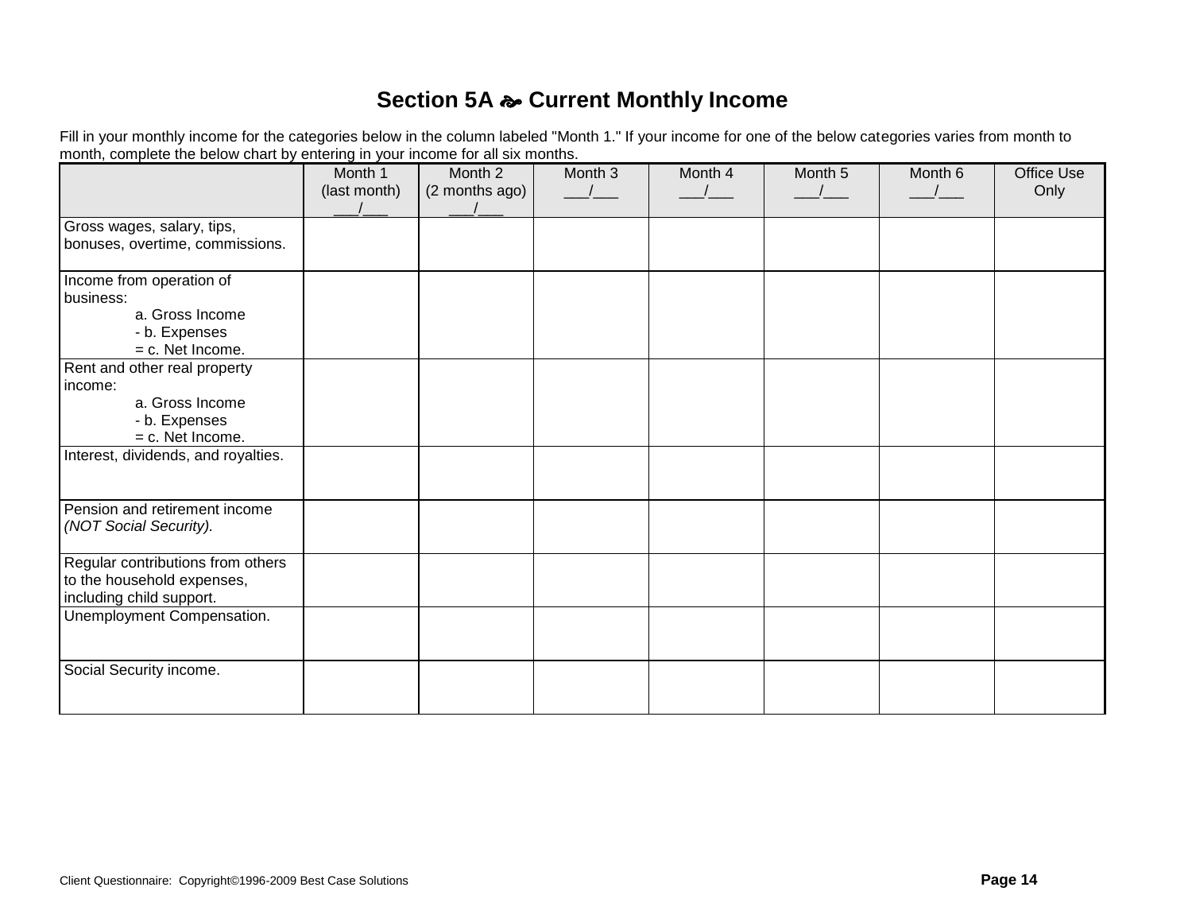## Section 5A ☙ Current Monthly Income

Fill in your monthly income for the categories below in the column labeled "Month 1." If your income for one of the below categories varies from month to month, complete the below chart by entering in your income for all six months.

| | Month 1 (last month) ___/___ | Month 2 (2 months ago) ___/___ | Month 3 ___/___ | Month 4 ___/___ | Month 5 ___/___ | Month 6 ___/___ | Office Use Only |
|---|---|---|---|---|---|---|---|
| Gross wages, salary, tips, bonuses, overtime, commissions. | | | | | | | |
| Income from operation of business:<br>a. Gross Income<br>- b. Expenses<br>= c. Net Income. | | | | | | | |
| Rent and other real property income:<br>a. Gross Income<br>- b. Expenses<br>= c. Net Income. | | | | | | | |
| Interest, dividends, and royalties. | | | | | | | |
| Pension and retirement income *(NOT Social Security).* | | | | | | | |
| Regular contributions from others to the household expenses, including child support. | | | | | | | |
| Unemployment Compensation. | | | | | | | |
| Social Security income. | | | | | | | |

Client Questionnaire: Copyright©1996-2009 Best Case Solutions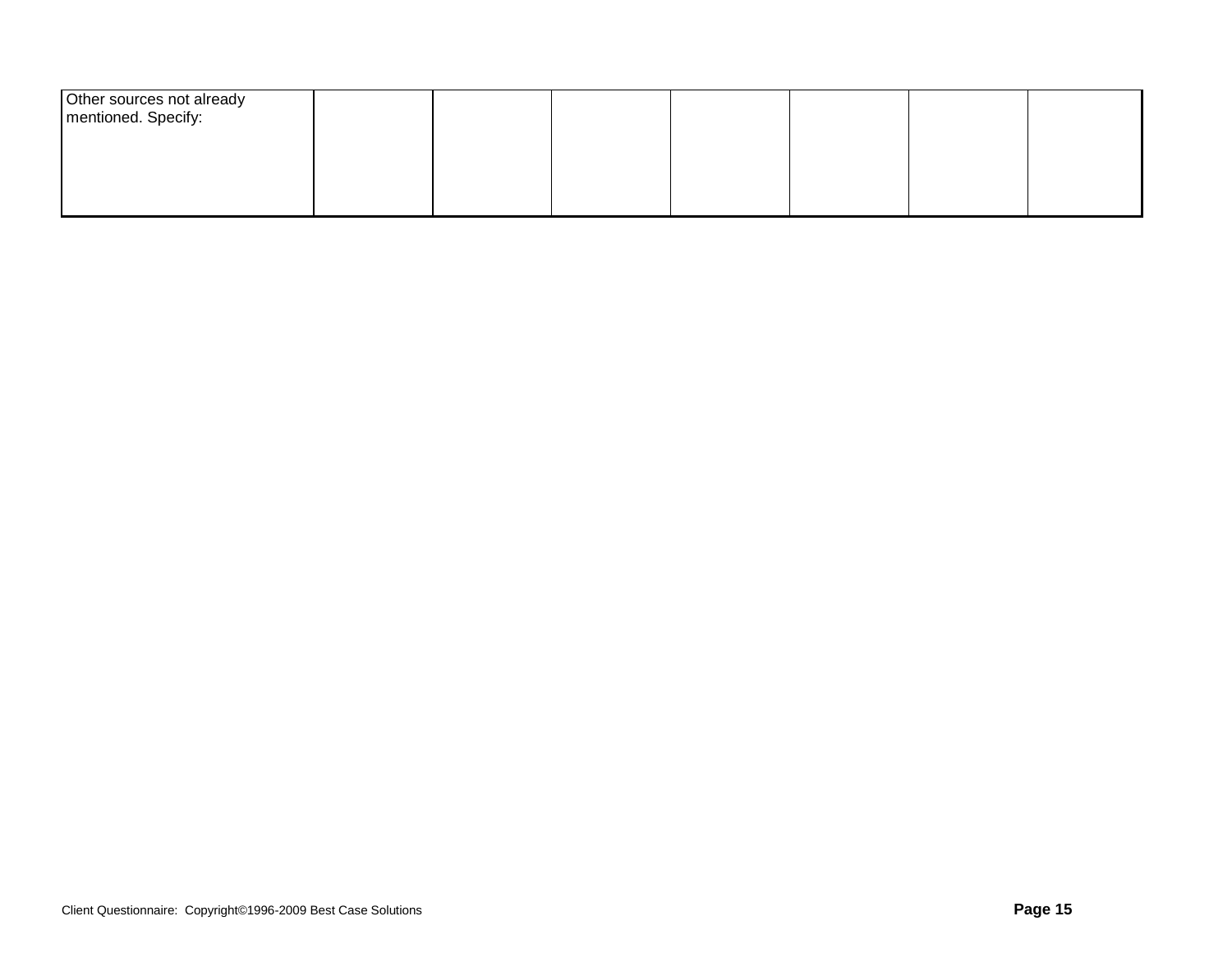| Other sources not already mentioned. Specify: | | | | | | | |
|---|---|---|---|---|---|---|---|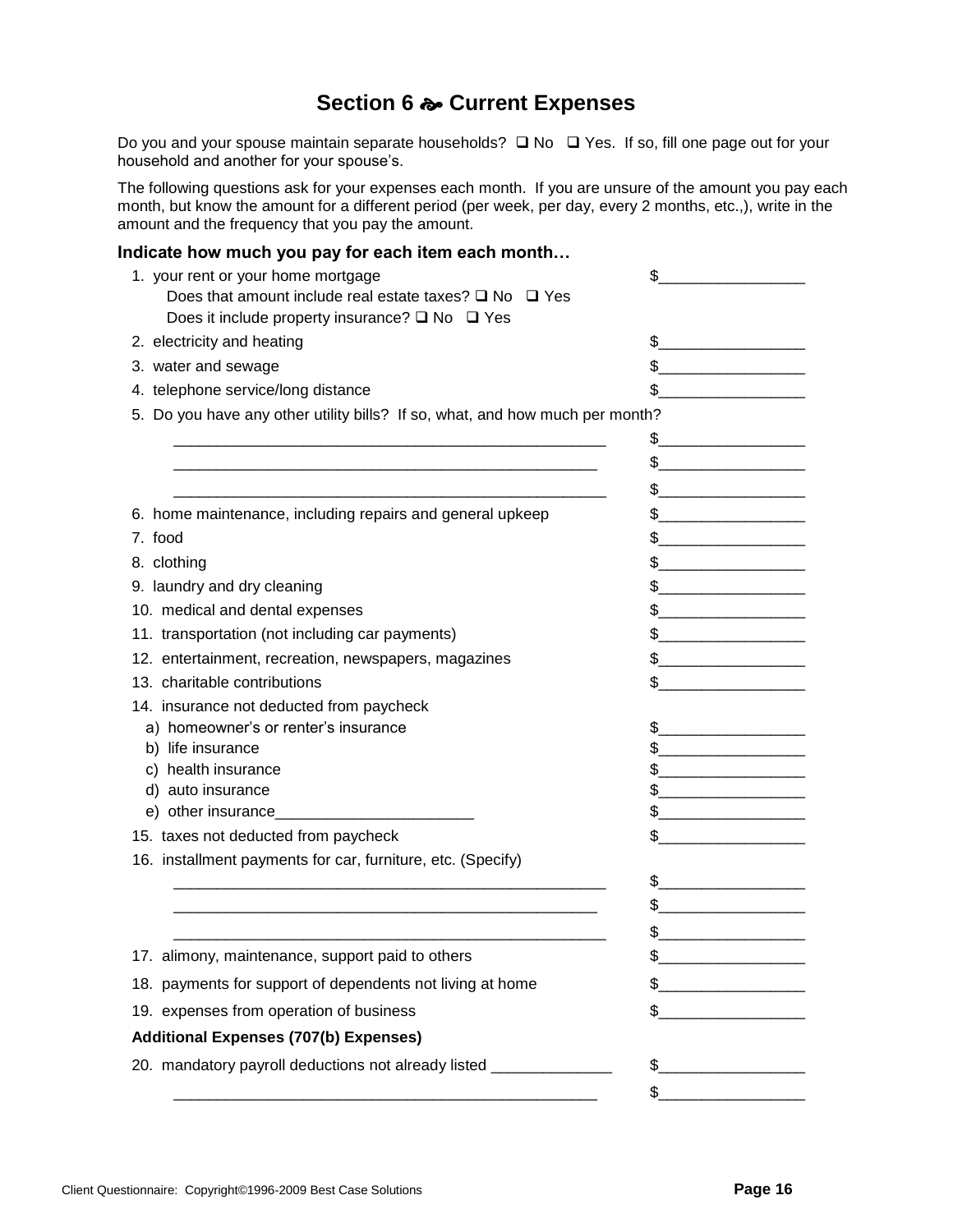# Section 6 ☙ Current Expenses

Do you and your spouse maintain separate households? ❑ No ❑ Yes. If so, fill one page out for your household and another for your spouse's.

The following questions ask for your expenses each month. If you are unsure of the amount you pay each month, but know the amount for a different period (per week, per day, every 2 months, etc.,), write in the amount and the frequency that you pay the amount.

**Indicate how much you pay for each item each month…**

1. your rent or your home mortgage $_________________
   Does that amount include real estate taxes? ❑ No ❑ Yes
   Does it include property insurance? ❑ No ❑ Yes
2. electricity and heating $_________________
3. water and sewage $_________________
4. telephone service/long distance $_________________
5. Do you have any other utility bills? If so, what, and how much per month?
   ____________________________________________________ $_________________
   ____________________________________________________ $_________________
   ____________________________________________________ $_________________
6. home maintenance, including repairs and general upkeep $_________________
7. food $_________________
8. clothing $_________________
9. laundry and dry cleaning $_________________
10. medical and dental expenses $_________________
11. transportation (not including car payments) $_________________
12. entertainment, recreation, newspapers, magazines $_________________
13. charitable contributions $_________________
14. insurance not deducted from paycheck
    a) homeowner's or renter's insurance $_________________
    b) life insurance $_________________
    c) health insurance $_________________
    d) auto insurance $_________________
    e) other insurance_______________________ $_________________
15. taxes not deducted from paycheck $_________________
16. installment payments for car, furniture, etc. (Specify)
    ____________________________________________________ $_________________
    ____________________________________________________ $_________________
    ____________________________________________________ $_________________
17. alimony, maintenance, support paid to others $_________________
18. payments for support of dependents not living at home $_________________
19. expenses from operation of business $_________________

**Additional Expenses (707(b) Expenses)**

20. mandatory payroll deductions not already listed ______________ $_________________
    ____________________________________________________ $_________________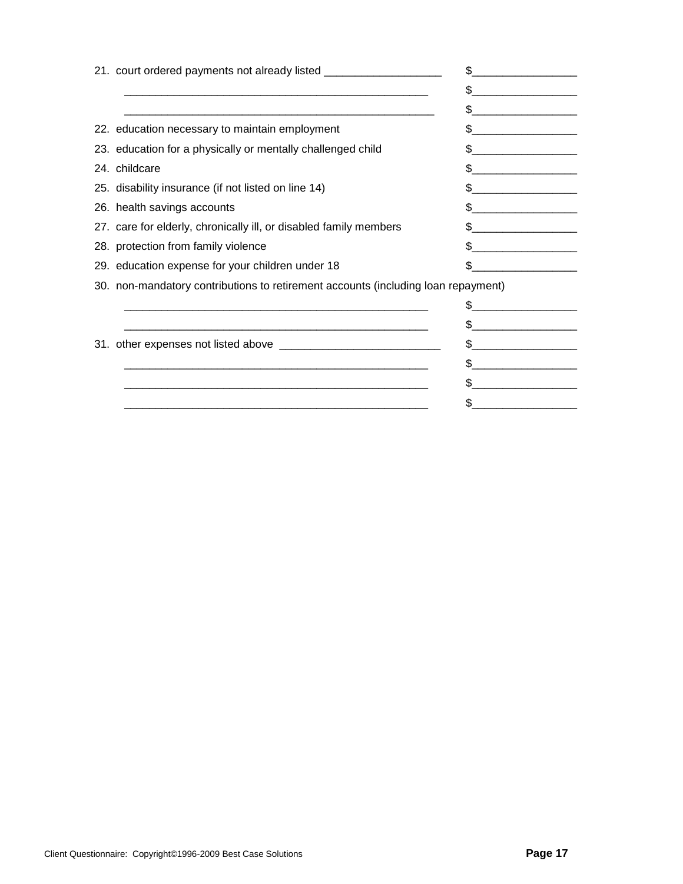21. court ordered payments not already listed ___________________ $________________
    _________________________________________________ $________________
    _________________________________________________ $________________
22. education necessary to maintain employment $________________
23. education for a physically or mentally challenged child $________________
24. childcare $________________
25. disability insurance (if not listed on line 14) $________________
26. health savings accounts $________________
27. care for elderly, chronically ill, or disabled family members $________________
28. protection from family violence $________________
29. education expense for your children under 18 $________________
30. non-mandatory contributions to retirement accounts (including loan repayment)
    _________________________________________________ $________________
    _________________________________________________ $________________
31. other expenses not listed above __________________________ $________________
    _________________________________________________ $________________
    _________________________________________________ $________________
    _________________________________________________ $________________

Client Questionnaire: Copyright©1996-2009 Best Case Solutions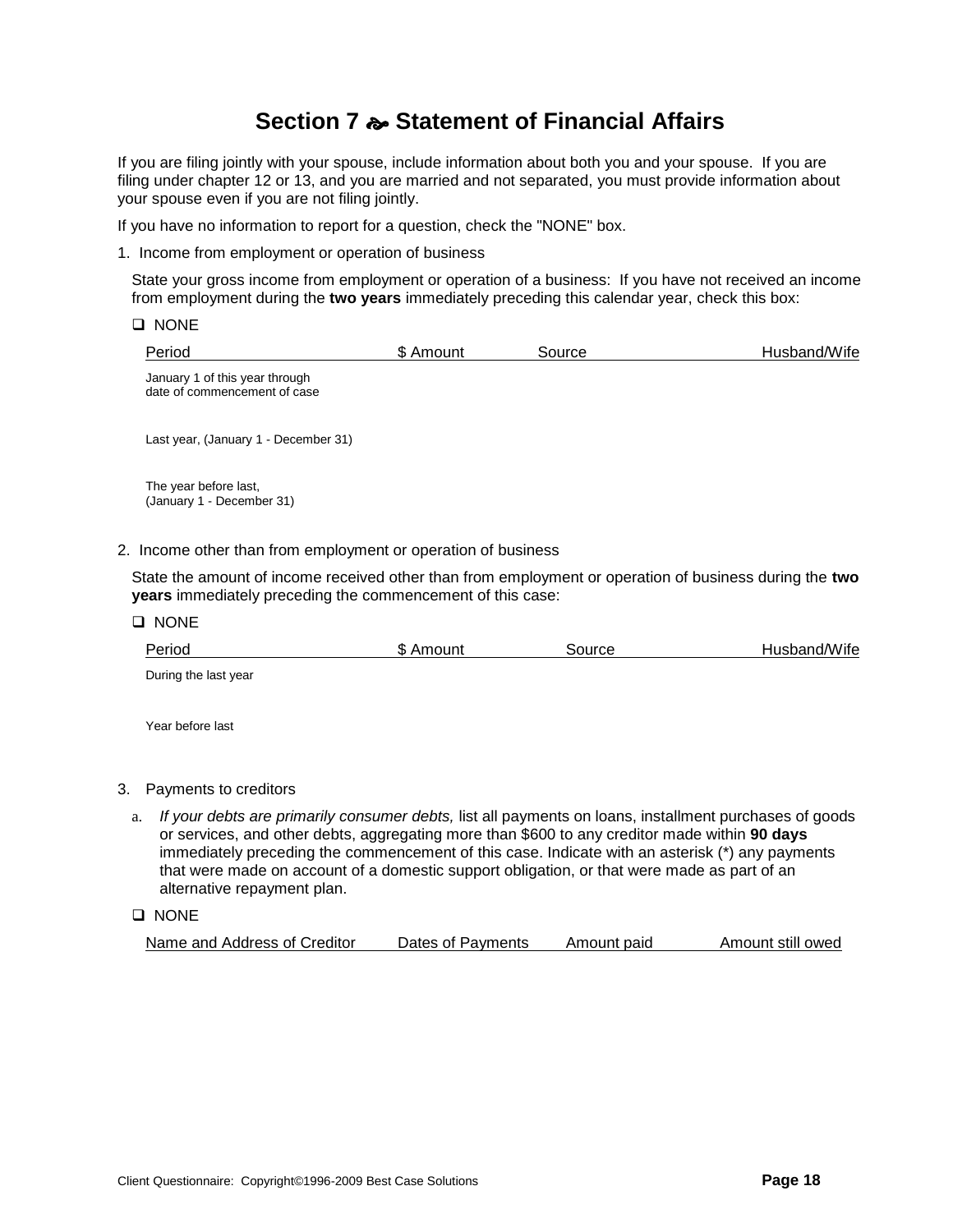# Section 7 ☙ Statement of Financial Affairs

If you are filing jointly with your spouse, include information about both you and your spouse. If you are filing under chapter 12 or 13, and you are married and not separated, you must provide information about your spouse even if you are not filing jointly.

If you have no information to report for a question, check the "NONE" box.

1. Income from employment or operation of business

   State your gross income from employment or operation of a business: If you have not received an income from employment during the **two years** immediately preceding this calendar year, check this box:

   ❑ NONE

| Period | $ Amount | Source | Husband/Wife |
|---|---|---|---|
| January 1 of this year through date of commencement of case | | | |
| Last year, (January 1 - December 31) | | | |
| The year before last, (January 1 - December 31) | | | |

2. Income other than from employment or operation of business

   State the amount of income received other than from employment or operation of business during the **two years** immediately preceding the commencement of this case:

   ❑ NONE

| Period | $ Amount | Source | Husband/Wife |
|---|---|---|---|
| During the last year | | | |
| Year before last | | | |

3. Payments to creditors

   a. *If your debts are primarily consumer debts,* list all payments on loans, installment purchases of goods or services, and other debts, aggregating more than $600 to any creditor made within **90 days** immediately preceding the commencement of this case. Indicate with an asterisk (*) any payments that were made on account of a domestic support obligation, or that were made as part of an alternative repayment plan.

   ❑ NONE

| Name and Address of Creditor | Dates of Payments | Amount paid | Amount still owed |
|---|---|---|---|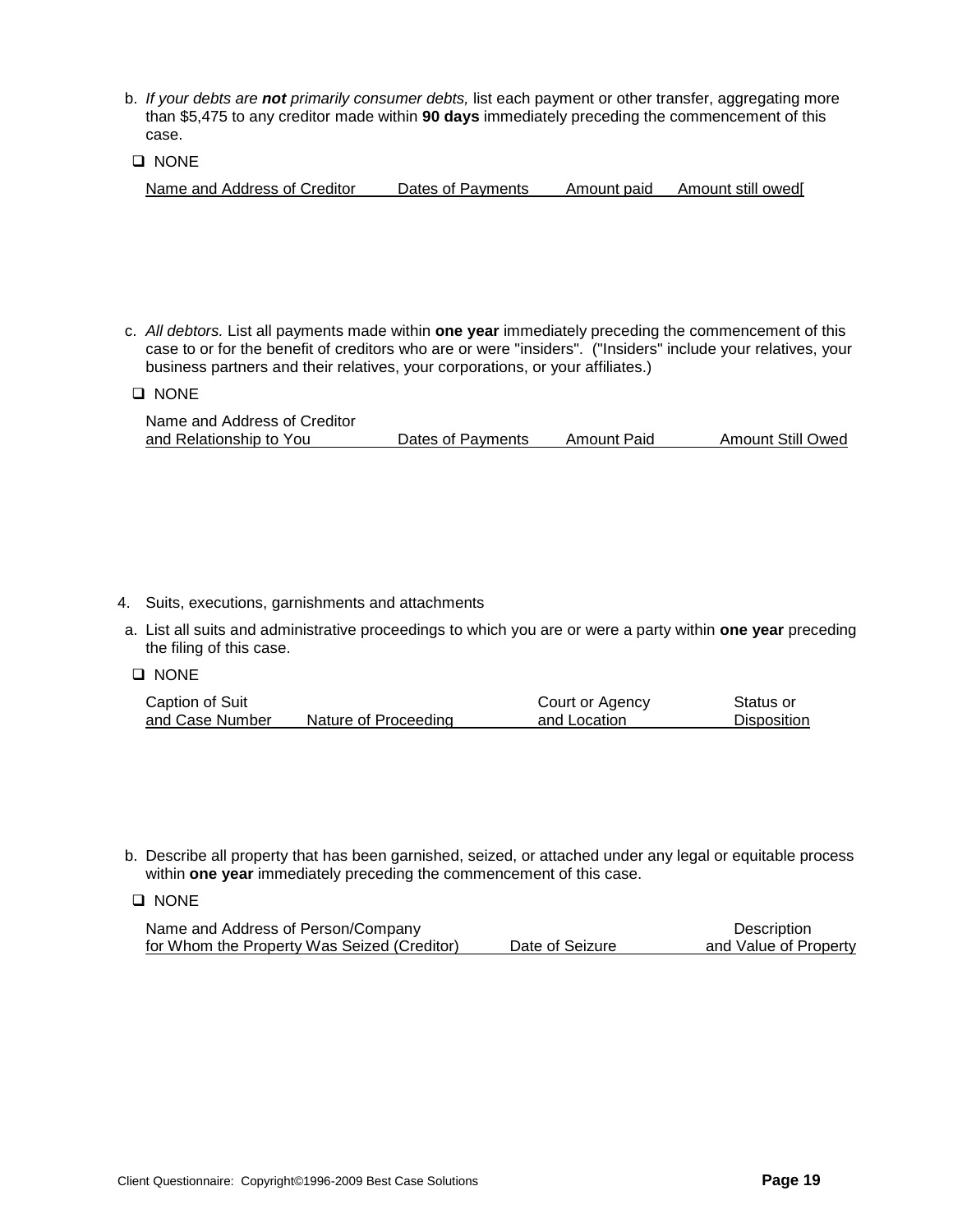b. *If your debts are **not** primarily consumer debts,* list each payment or other transfer, aggregating more than $5,475 to any creditor made within **90 days** immediately preceding the commencement of this case.

❑ NONE

| Name and Address of Creditor | Dates of Payments | Amount paid | Amount still owed[ |
|---|---|---|---|

c. *All debtors.* List all payments made within **one year** immediately preceding the commencement of this case to or for the benefit of creditors who are or were "insiders". ("Insiders" include your relatives, your business partners and their relatives, your corporations, or your affiliates.)

❑ NONE

| Name and Address of Creditor and Relationship to You | Dates of Payments | Amount Paid | Amount Still Owed |
|---|---|---|---|

4. Suits, executions, garnishments and attachments

a. List all suits and administrative proceedings to which you are or were a party within **one year** preceding the filing of this case.

❑ NONE

| Caption of Suit and Case Number | Nature of Proceeding | Court or Agency and Location | Status or Disposition |
|---|---|---|---|

b. Describe all property that has been garnished, seized, or attached under any legal or equitable process within **one year** immediately preceding the commencement of this case.

❑ NONE

| Name and Address of Person/Company for Whom the Property Was Seized (Creditor) | Date of Seizure | Description and Value of Property |
|---|---|---|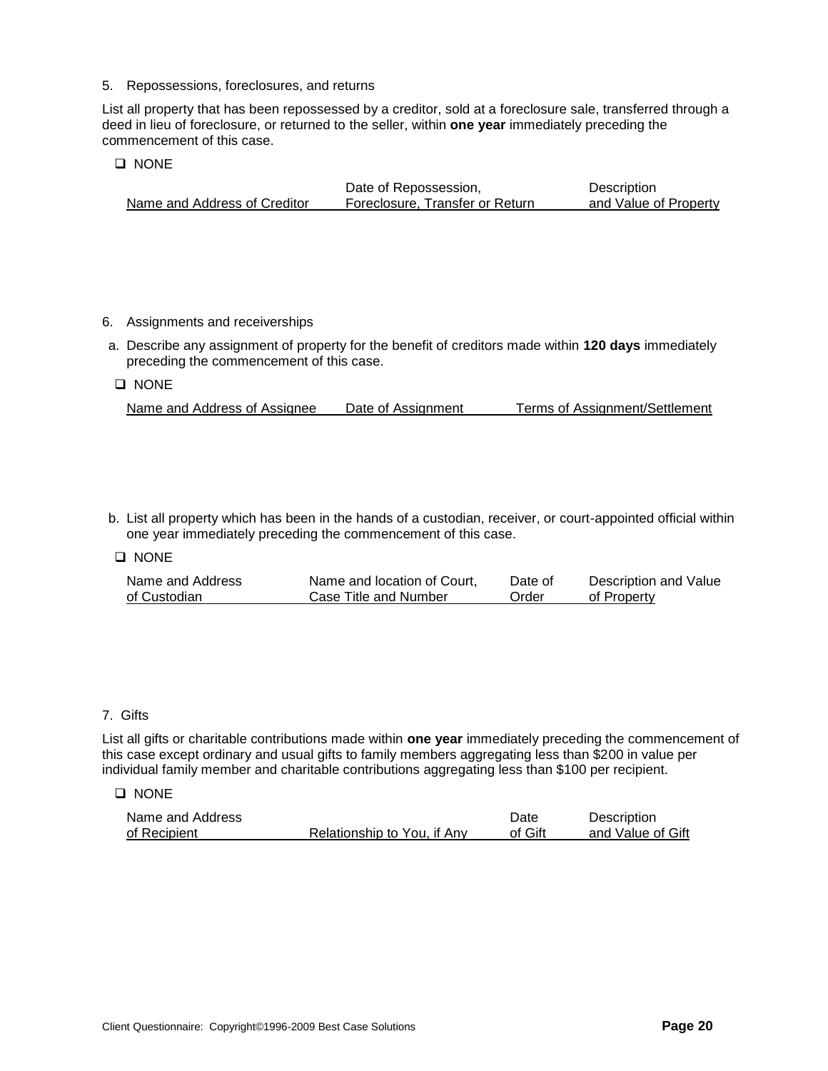5. Repossessions, foreclosures, and returns

List all property that has been repossessed by a creditor, sold at a foreclosure sale, transferred through a deed in lieu of foreclosure, or returned to the seller, within **one year** immediately preceding the commencement of this case.

❑ NONE

| Name and Address of Creditor | Date of Repossession, Foreclosure, Transfer or Return | Description and Value of Property |
|---|---|---|

6. Assignments and receiverships

a. Describe any assignment of property for the benefit of creditors made within **120 days** immediately preceding the commencement of this case.

❑ NONE

| Name and Address of Assignee | Date of Assignment | Terms of Assignment/Settlement |
|---|---|---|

b. List all property which has been in the hands of a custodian, receiver, or court-appointed official within one year immediately preceding the commencement of this case.

❑ NONE

| Name and Address of Custodian | Name and location of Court, Case Title and Number | Date of Order | Description and Value of Property |
|---|---|---|---|

7. Gifts

List all gifts or charitable contributions made within **one year** immediately preceding the commencement of this case except ordinary and usual gifts to family members aggregating less than $200 in value per individual family member and charitable contributions aggregating less than $100 per recipient.

❑ NONE

| Name and Address of Recipient | Relationship to You, if Any | Date of Gift | Description and Value of Gift |
|---|---|---|---|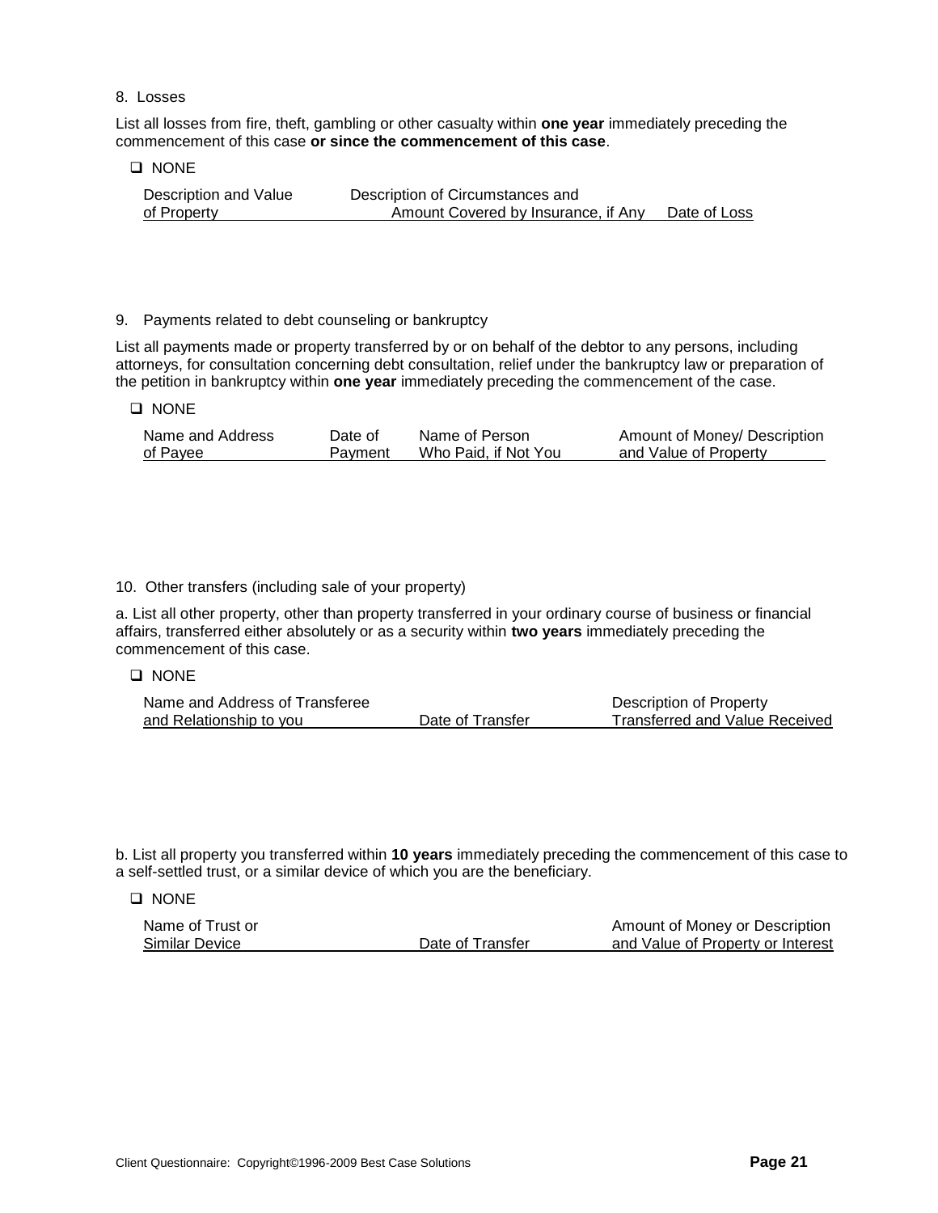8. Losses

List all losses from fire, theft, gambling or other casualty within **one year** immediately preceding the commencement of this case **or since the commencement of this case**.

❑ NONE

| Description and Value of Property | Description of Circumstances and Amount Covered by Insurance, if Any | Date of Loss |
|---|---|---|
| | | |

9. Payments related to debt counseling or bankruptcy

List all payments made or property transferred by or on behalf of the debtor to any persons, including attorneys, for consultation concerning debt consultation, relief under the bankruptcy law or preparation of the petition in bankruptcy within **one year** immediately preceding the commencement of the case.

❑ NONE

| Name and Address of Payee | Date of Payment | Name of Person Who Paid, if Not You | Amount of Money/ Description and Value of Property |
|---|---|---|---|
| | | | |

10. Other transfers (including sale of your property)

a. List all other property, other than property transferred in your ordinary course of business or financial affairs, transferred either absolutely or as a security within **two years** immediately preceding the commencement of this case.

❑ NONE

| Name and Address of Transferee and Relationship to you | Date of Transfer | Description of Property Transferred and Value Received |
|---|---|---|
| | | |

b. List all property you transferred within **10 years** immediately preceding the commencement of this case to a self-settled trust, or a similar device of which you are the beneficiary.

❑ NONE

| Name of Trust or Similar Device | Date of Transfer | Amount of Money or Description and Value of Property or Interest |
|---|---|---|
| | | |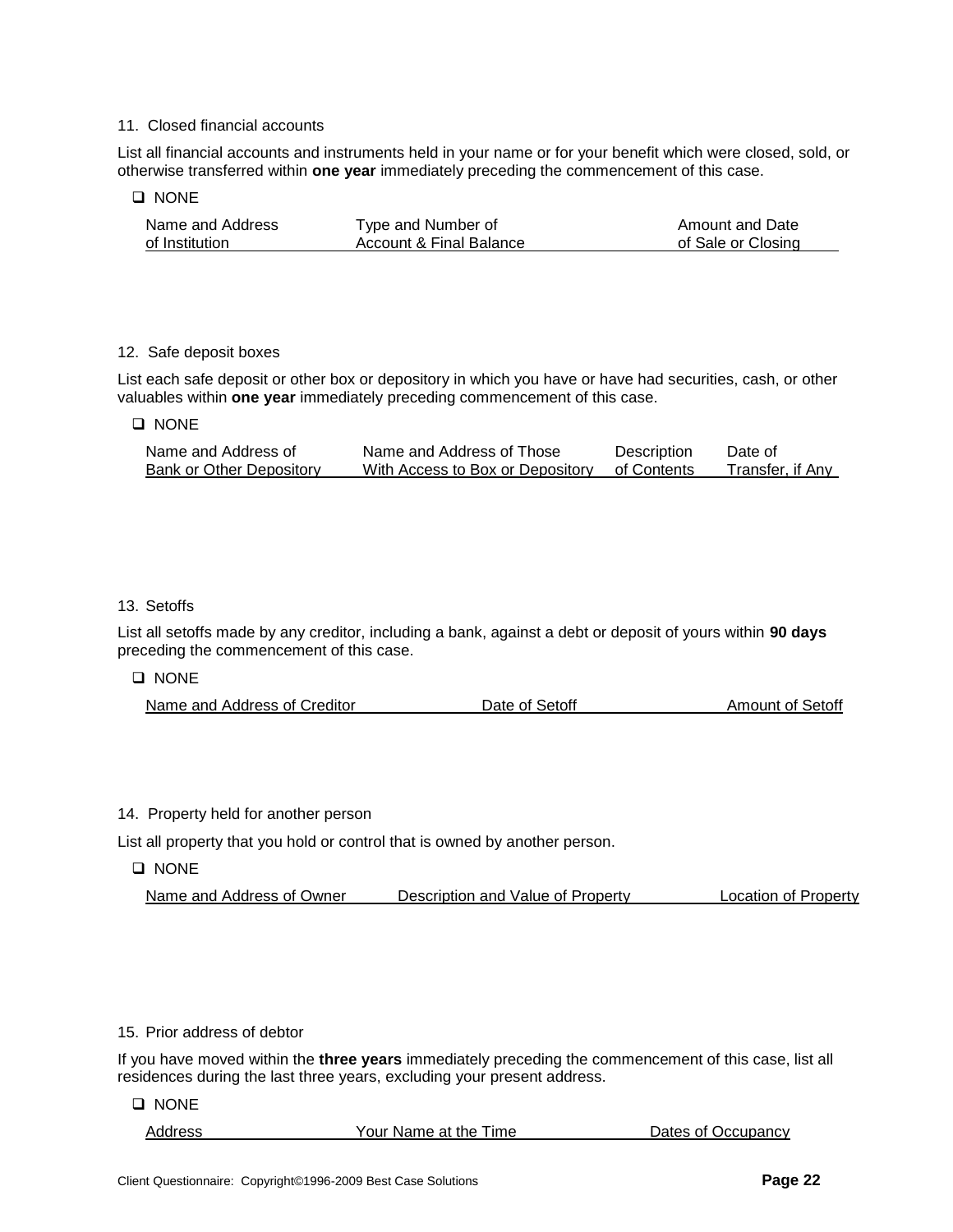11. Closed financial accounts

List all financial accounts and instruments held in your name or for your benefit which were closed, sold, or otherwise transferred within **one year** immediately preceding the commencement of this case.

❑ NONE

| Name and Address of Institution | Type and Number of Account & Final Balance | Amount and Date of Sale or Closing |
|---|---|---|

12. Safe deposit boxes

List each safe deposit or other box or depository in which you have or have had securities, cash, or other valuables within **one year** immediately preceding commencement of this case.

❑ NONE

| Name and Address of Bank or Other Depository | Name and Address of Those With Access to Box or Depository | Description of Contents | Date of Transfer, if Any |
|---|---|---|---|

13. Setoffs

List all setoffs made by any creditor, including a bank, against a debt or deposit of yours within **90 days** preceding the commencement of this case.

❑ NONE

| Name and Address of Creditor | Date of Setoff | Amount of Setoff |
|---|---|---|

14. Property held for another person

List all property that you hold or control that is owned by another person.

❑ NONE

| Name and Address of Owner | Description and Value of Property | Location of Property |
|---|---|---|

15. Prior address of debtor

If you have moved within the **three years** immediately preceding the commencement of this case, list all residences during the last three years, excluding your present address.

❑ NONE

| Address | Your Name at the Time | Dates of Occupancy |
|---|---|---|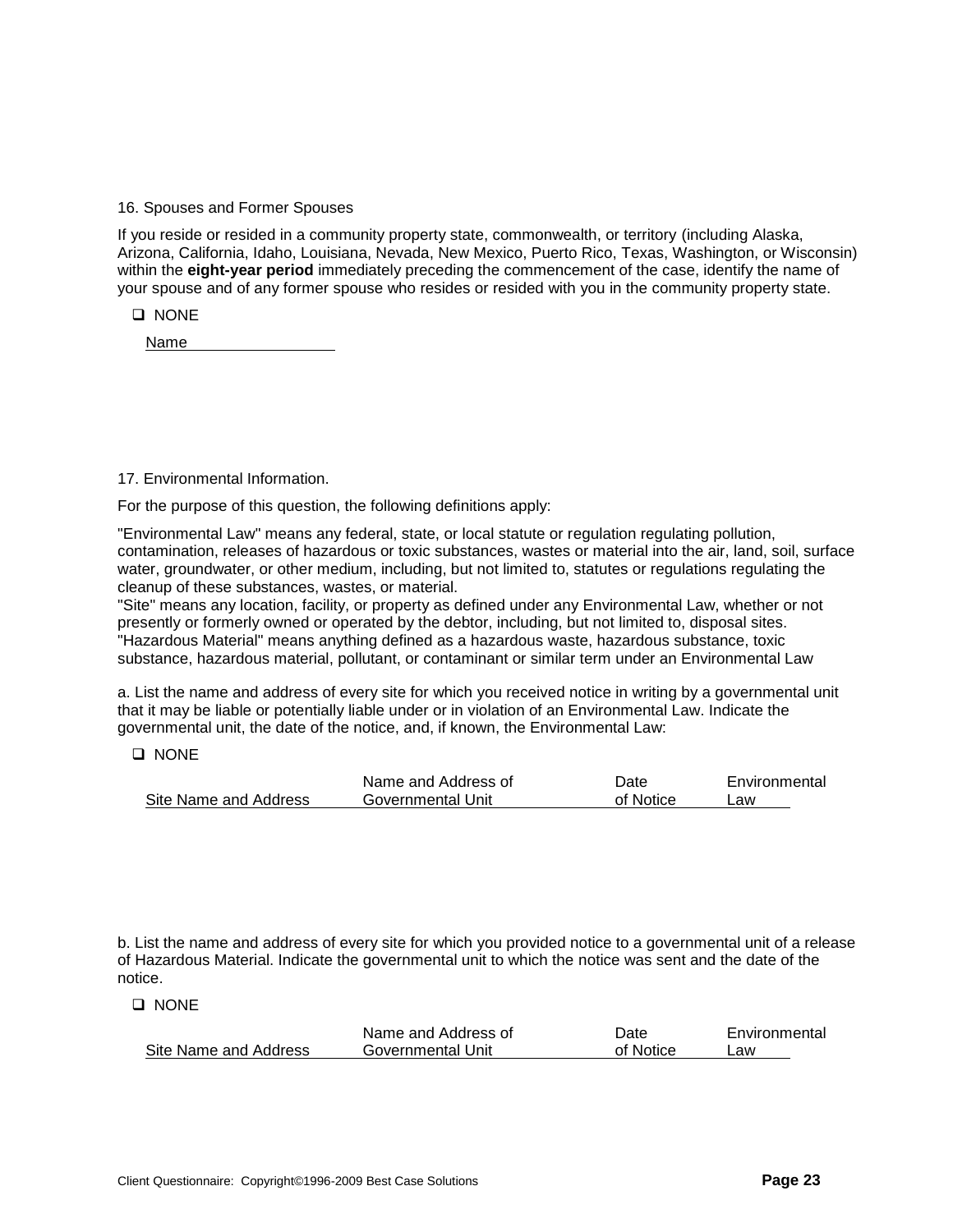16. Spouses and Former Spouses

If you reside or resided in a community property state, commonwealth, or territory (including Alaska, Arizona, California, Idaho, Louisiana, Nevada, New Mexico, Puerto Rico, Texas, Washington, or Wisconsin) within the **eight-year period** immediately preceding the commencement of the case, identify the name of your spouse and of any former spouse who resides or resided with you in the community property state.

❑ NONE

| Name |
|---|

17. Environmental Information.

For the purpose of this question, the following definitions apply:

"Environmental Law" means any federal, state, or local statute or regulation regulating pollution, contamination, releases of hazardous or toxic substances, wastes or material into the air, land, soil, surface water, groundwater, or other medium, including, but not limited to, statutes or regulations regulating the cleanup of these substances, wastes, or material.
"Site" means any location, facility, or property as defined under any Environmental Law, whether or not presently or formerly owned or operated by the debtor, including, but not limited to, disposal sites.
"Hazardous Material" means anything defined as a hazardous waste, hazardous substance, toxic substance, hazardous material, pollutant, or contaminant or similar term under an Environmental Law

a. List the name and address of every site for which you received notice in writing by a governmental unit that it may be liable or potentially liable under or in violation of an Environmental Law. Indicate the governmental unit, the date of the notice, and, if known, the Environmental Law:

❑ NONE

| Site Name and Address | Name and Address of Governmental Unit | Date of Notice | Environmental Law |
|---|---|---|---|

b. List the name and address of every site for which you provided notice to a governmental unit of a release of Hazardous Material. Indicate the governmental unit to which the notice was sent and the date of the notice.

❑ NONE

| Site Name and Address | Name and Address of Governmental Unit | Date of Notice | Environmental Law |
|---|---|---|---|

Client Questionnaire: Copyright©1996-2009 Best Case Solutions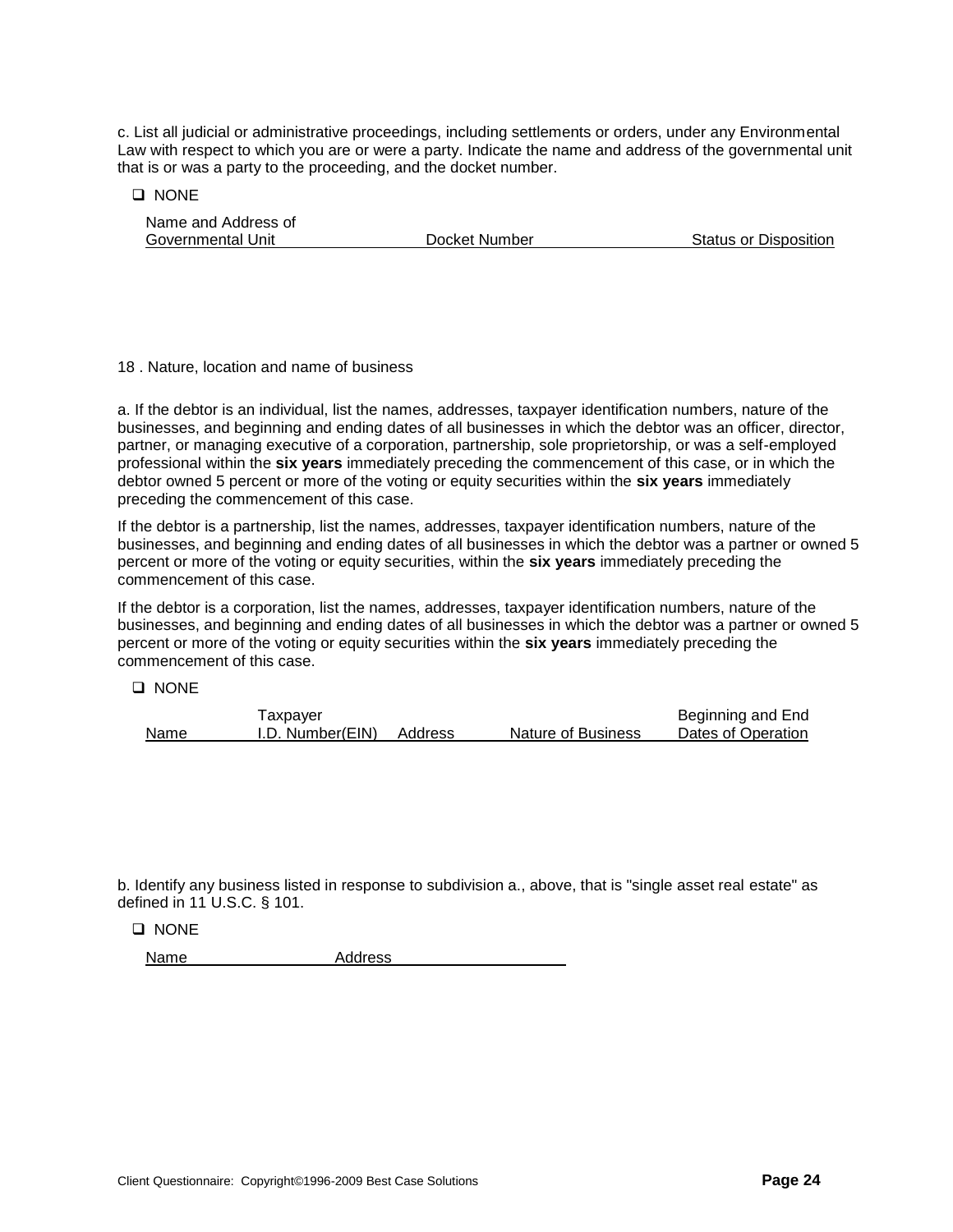c. List all judicial or administrative proceedings, including settlements or orders, under any Environmental Law with respect to which you are or were a party. Indicate the name and address of the governmental unit that is or was a party to the proceeding, and the docket number.

☐ NONE

| Name and Address of Governmental Unit | Docket Number | Status or Disposition |
| --- | --- | --- |

18 . Nature, location and name of business

a. If the debtor is an individual, list the names, addresses, taxpayer identification numbers, nature of the businesses, and beginning and ending dates of all businesses in which the debtor was an officer, director, partner, or managing executive of a corporation, partnership, sole proprietorship, or was a self-employed professional within the **six years** immediately preceding the commencement of this case, or in which the debtor owned 5 percent or more of the voting or equity securities within the **six years** immediately preceding the commencement of this case.

If the debtor is a partnership, list the names, addresses, taxpayer identification numbers, nature of the businesses, and beginning and ending dates of all businesses in which the debtor was a partner or owned 5 percent or more of the voting or equity securities, within the **six years** immediately preceding the commencement of this case.

If the debtor is a corporation, list the names, addresses, taxpayer identification numbers, nature of the businesses, and beginning and ending dates of all businesses in which the debtor was a partner or owned 5 percent or more of the voting or equity securities within the **six years** immediately preceding the commencement of this case.

☐ NONE

| Name | Taxpayer I.D. Number(EIN) | Address | Nature of Business | Beginning and End Dates of Operation |
| --- | --- | --- | --- | --- |

b. Identify any business listed in response to subdivision a., above, that is "single asset real estate" as defined in 11 U.S.C. § 101.

☐ NONE

| Name | Address |
| --- | --- |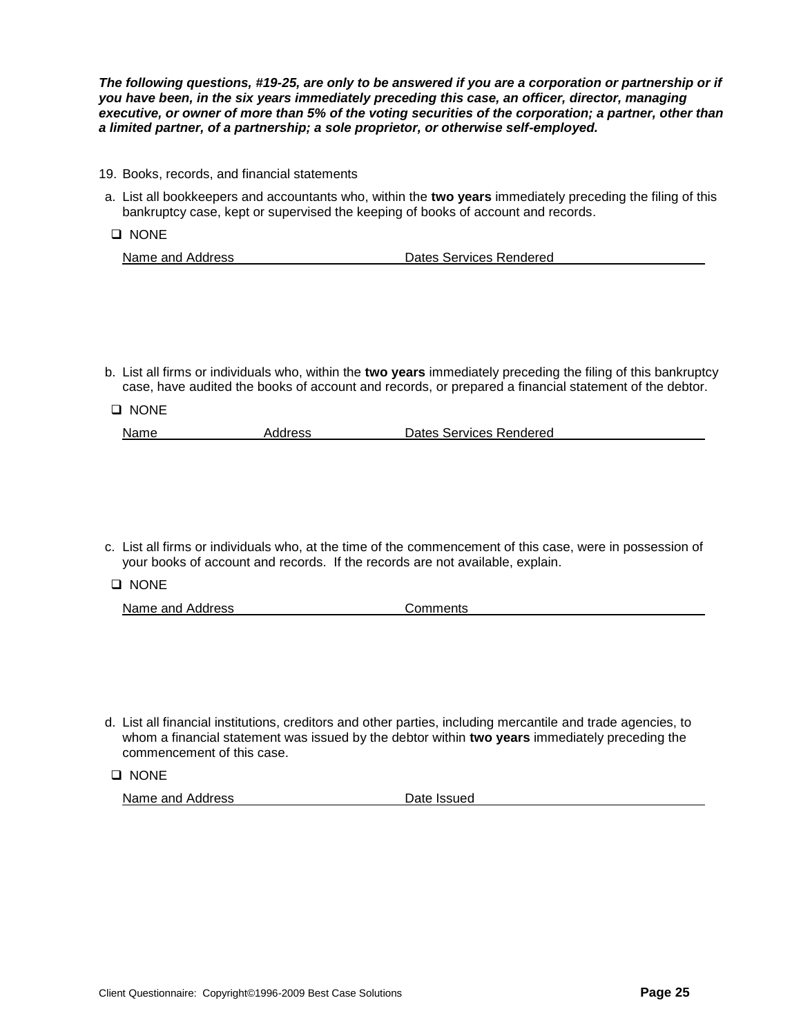***The following questions, #19-25, are only to be answered if you are a corporation or partnership or if you have been, in the six years immediately preceding this case, an officer, director, managing executive, or owner of more than 5% of the voting securities of the corporation; a partner, other than a limited partner, of a partnership; a sole proprietor, or otherwise self-employed.***

19. Books, records, and financial statements

a. List all bookkeepers and accountants who, within the **two years** immediately preceding the filing of this bankruptcy case, kept or supervised the keeping of books of account and records.

☐ NONE

| Name and Address | Dates Services Rendered |
| --- | --- |
| | |

b. List all firms or individuals who, within the **two years** immediately preceding the filing of this bankruptcy case, have audited the books of account and records, or prepared a financial statement of the debtor.

☐ NONE

| Name | Address | Dates Services Rendered |
| --- | --- | --- |
| | | |

c. List all firms or individuals who, at the time of the commencement of this case, were in possession of your books of account and records. If the records are not available, explain.

☐ NONE

| Name and Address | Comments |
| --- | --- |
| | |

d. List all financial institutions, creditors and other parties, including mercantile and trade agencies, to whom a financial statement was issued by the debtor within **two years** immediately preceding the commencement of this case.

☐ NONE

| Name and Address | Date Issued |
| --- | --- |
| | |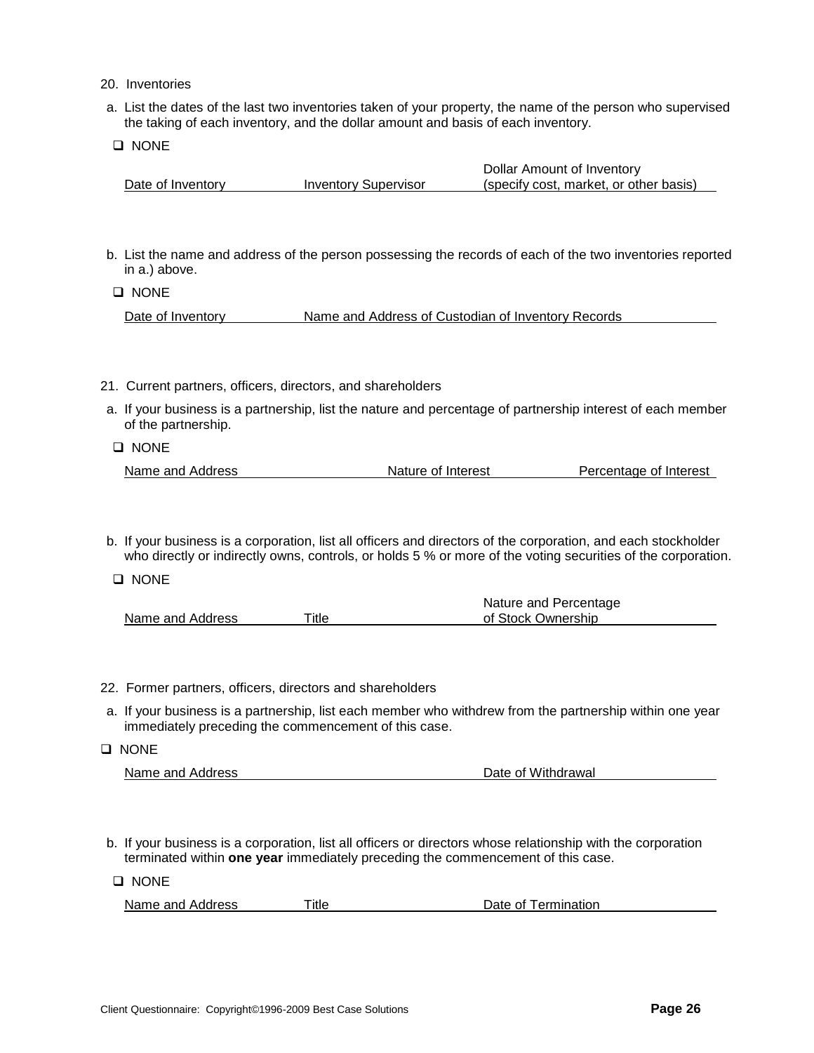20. Inventories

a. List the dates of the last two inventories taken of your property, the name of the person who supervised the taking of each inventory, and the dollar amount and basis of each inventory.

❑ NONE

| Date of Inventory | Inventory Supervisor | Dollar Amount of Inventory (specify cost, market, or other basis) |
| --- | --- | --- |

b. List the name and address of the person possessing the records of each of the two inventories reported in a.) above.

❑ NONE

| Date of Inventory | Name and Address of Custodian of Inventory Records |
| --- | --- |

21. Current partners, officers, directors, and shareholders

a. If your business is a partnership, list the nature and percentage of partnership interest of each member of the partnership.

❑ NONE

| Name and Address | Nature of Interest | Percentage of Interest |
| --- | --- | --- |

b. If your business is a corporation, list all officers and directors of the corporation, and each stockholder who directly or indirectly owns, controls, or holds 5 % or more of the voting securities of the corporation.

❑ NONE

| Name and Address | Title | Nature and Percentage of Stock Ownership |
| --- | --- | --- |

22. Former partners, officers, directors and shareholders

a. If your business is a partnership, list each member who withdrew from the partnership within one year immediately preceding the commencement of this case.

❑ NONE

| Name and Address | Date of Withdrawal |
| --- | --- |

b. If your business is a corporation, list all officers or directors whose relationship with the corporation terminated within **one year** immediately preceding the commencement of this case.

❑ NONE

| Name and Address | Title | Date of Termination |
| --- | --- | --- |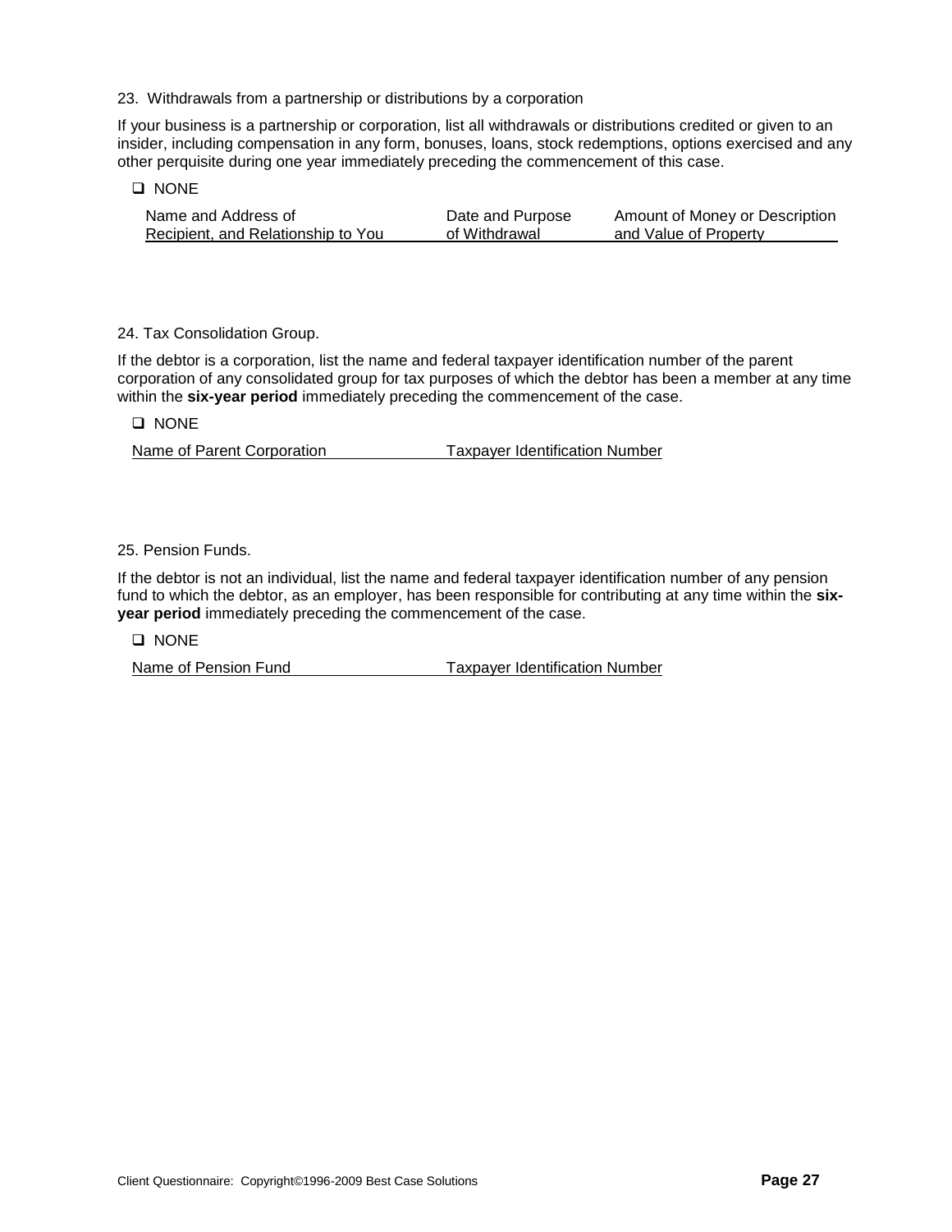23. Withdrawals from a partnership or distributions by a corporation

If your business is a partnership or corporation, list all withdrawals or distributions credited or given to an insider, including compensation in any form, bonuses, loans, stock redemptions, options exercised and any other perquisite during one year immediately preceding the commencement of this case.

❑ NONE

| Name and Address of Recipient, and Relationship to You | Date and Purpose of Withdrawal | Amount of Money or Description and Value of Property |
|---|---|---|

24. Tax Consolidation Group.

If the debtor is a corporation, list the name and federal taxpayer identification number of the parent corporation of any consolidated group for tax purposes of which the debtor has been a member at any time within the **six-year period** immediately preceding the commencement of the case.

❑ NONE

| Name of Parent Corporation | Taxpayer Identification Number |
|---|---|

25. Pension Funds.

If the debtor is not an individual, list the name and federal taxpayer identification number of any pension fund to which the debtor, as an employer, has been responsible for contributing at any time within the **six-year period** immediately preceding the commencement of the case.

❑ NONE

| Name of Pension Fund | Taxpayer Identification Number |
|---|---|